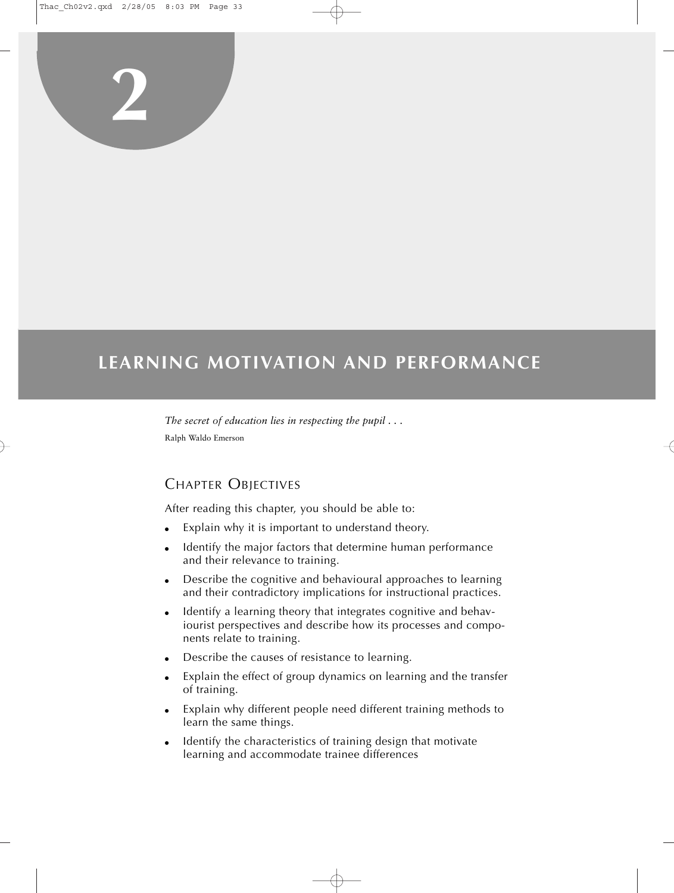# 2

# LEARNING MOTIVATION AND PERFORMANCE

*The secret of education lies in respecting the pupil . . .*

Ralph Waldo Emerson

## Chapter Objectives

After reading this chapter, you should be able to:

- Explain why it is important to understand theory.
- Identify the major factors that determine human performance and their relevance to training.
- Describe the cognitive and behavioural approaches to learning and their contradictory implications for instructional practices.
- Identify a learning theory that integrates cognitive and behaviourist perspectives and describe how its processes and components relate to training.
- Describe the causes of resistance to learning.
- Explain the effect of group dynamics on learning and the transfer of training.
- Explain why different people need different training methods to learn the same things.
- Identify the characteristics of training design that motivate learning and accommodate trainee differences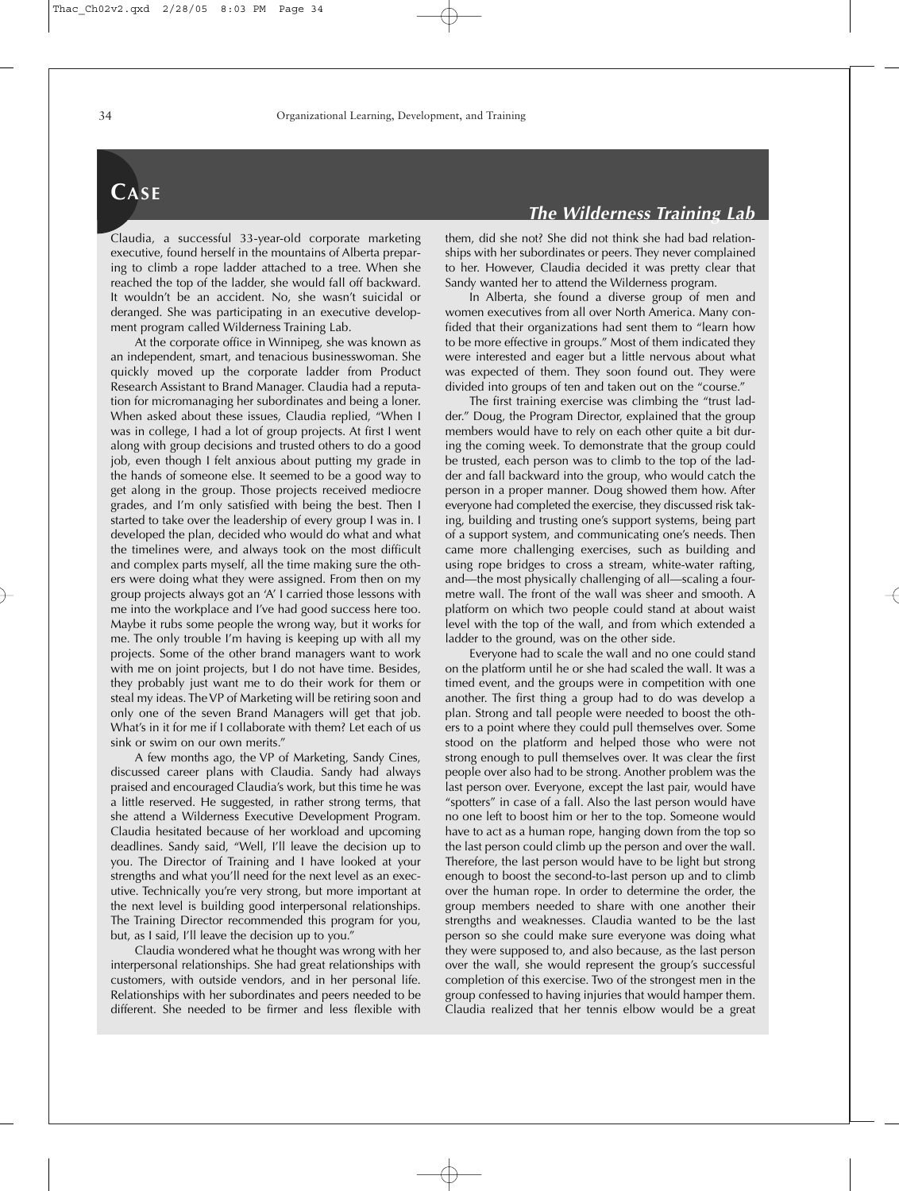# CASE

## *The Wilderness Training Lab*

Claudia, a successful 33-year-old corporate marketing executive, found herself in the mountains of Alberta preparing to climb a rope ladder attached to a tree. When she reached the top of the ladder, she would fall off backward. It wouldn't be an accident. No, she wasn't suicidal or deranged. She was participating in an executive development program called Wilderness Training Lab.

At the corporate office in Winnipeg, she was known as an independent, smart, and tenacious businesswoman. She quickly moved up the corporate ladder from Product Research Assistant to Brand Manager. Claudia had a reputation for micromanaging her subordinates and being a loner. When asked about these issues, Claudia replied, "When I was in college, I had a lot of group projects. At first I went along with group decisions and trusted others to do a good job, even though I felt anxious about putting my grade in the hands of someone else. It seemed to be a good way to get along in the group. Those projects received mediocre grades, and I'm only satisfied with being the best. Then I started to take over the leadership of every group I was in. I developed the plan, decided who would do what and what the timelines were, and always took on the most difficult and complex parts myself, all the time making sure the others were doing what they were assigned. From then on my group projects always got an 'A' I carried those lessons with me into the workplace and I've had good success here too. Maybe it rubs some people the wrong way, but it works for me. The only trouble I'm having is keeping up with all my projects. Some of the other brand managers want to work with me on joint projects, but I do not have time. Besides, they probably just want me to do their work for them or steal my ideas. The VP of Marketing will be retiring soon and only one of the seven Brand Managers will get that job. What's in it for me if I collaborate with them? Let each of us sink or swim on our own merits."

A few months ago, the VP of Marketing, Sandy Cines, discussed career plans with Claudia. Sandy had always praised and encouraged Claudia's work, but this time he was a little reserved. He suggested, in rather strong terms, that she attend a Wilderness Executive Development Program. Claudia hesitated because of her workload and upcoming deadlines. Sandy said, "Well, I'll leave the decision up to you. The Director of Training and I have looked at your strengths and what you'll need for the next level as an executive. Technically you're very strong, but more important at the next level is building good interpersonal relationships. The Training Director recommended this program for you, but, as I said, I'll leave the decision up to you."

Claudia wondered what he thought was wrong with her interpersonal relationships. She had great relationships with customers, with outside vendors, and in her personal life. Relationships with her subordinates and peers needed to be different. She needed to be firmer and less flexible with them, did she not? She did not think she had bad relationships with her subordinates or peers. They never complained to her. However, Claudia decided it was pretty clear that Sandy wanted her to attend the Wilderness program.

In Alberta, she found a diverse group of men and women executives from all over North America. Many confided that their organizations had sent them to "learn how to be more effective in groups." Most of them indicated they were interested and eager but a little nervous about what was expected of them. They soon found out. They were divided into groups of ten and taken out on the "course."

The first training exercise was climbing the "trust ladder." Doug, the Program Director, explained that the group members would have to rely on each other quite a bit during the coming week. To demonstrate that the group could be trusted, each person was to climb to the top of the ladder and fall backward into the group, who would catch the person in a proper manner. Doug showed them how. After everyone had completed the exercise, they discussed risk taking, building and trusting one's support systems, being part of a support system, and communicating one's needs. Then came more challenging exercises, such as building and using rope bridges to cross a stream, white-water rafting, and—the most physically challenging of all—scaling a four-metre wall. The front of the wall was sheer and smooth. A platform on which two people could stand at about waist level with the top of the wall, and from which extended a ladder to the ground, was on the other side.

Everyone had to scale the wall and no one could stand on the platform until he or she had scaled the wall. It was a timed event, and the groups were in competition with one another. The first thing a group had to do was develop a plan. Strong and tall people were needed to boost the others to a point where they could pull themselves over. Some stood on the platform and helped those who were not strong enough to pull themselves over. It was clear the first people over also had to be strong. Another problem was the last person over. Everyone, except the last pair, would have "spotters" in case of a fall. Also the last person would have no one left to boost him or her to the top. Someone would have to act as a human rope, hanging down from the top so the last person could climb up the person and over the wall. Therefore, the last person would have to be light but strong enough to boost the second-to-last person up and to climb over the human rope. In order to determine the order, the group members needed to share with one another their strengths and weaknesses. Claudia wanted to be the last person so she could make sure everyone was doing what they were supposed to, and also because, as the last person over the wall, she would represent the group's successful completion of this exercise. Two of the strongest men in the group confessed to having injuries that would hamper them. Claudia realized that her tennis elbow would be a great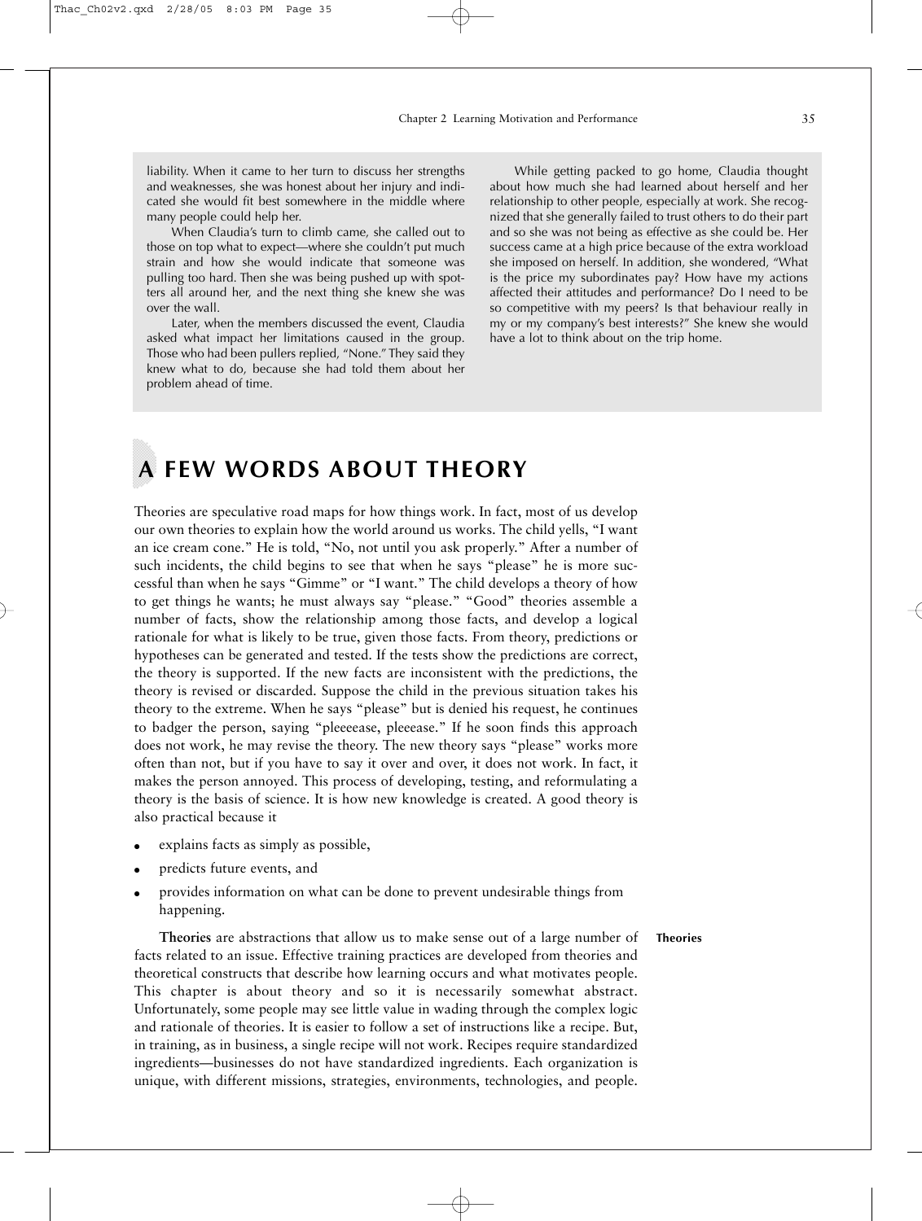liability. When it came to her turn to discuss her strengths and weaknesses, she was honest about her injury and indicated she would fit best somewhere in the middle where many people could help her.

When Claudia's turn to climb came, she called out to those on top what to expect—where she couldn't put much strain and how she would indicate that someone was pulling too hard. Then she was being pushed up with spotters all around her, and the next thing she knew she was over the wall.

Later, when the members discussed the event, Claudia asked what impact her limitations caused in the group. Those who had been pullers replied, "None." They said they knew what to do, because she had told them about her problem ahead of time.

While getting packed to go home, Claudia thought about how much she had learned about herself and her relationship to other people, especially at work. She recognized that she generally failed to trust others to do their part and so she was not being as effective as she could be. Her success came at a high price because of the extra workload she imposed on herself. In addition, she wondered, "What is the price my subordinates pay? How have my actions affected their attitudes and performance? Do I need to be so competitive with my peers? Is that behaviour really in my or my company's best interests?" She knew she would have a lot to think about on the trip home.

# A FEW WORDS ABOUT THEORY

Theories are speculative road maps for how things work. In fact, most of us develop our own theories to explain how the world around us works. The child yells, "I want an ice cream cone." He is told, "No, not until you ask properly." After a number of such incidents, the child begins to see that when he says "please" he is more successful than when he says "Gimme" or "I want." The child develops a theory of how to get things he wants; he must always say "please." "Good" theories assemble a number of facts, show the relationship among those facts, and develop a logical rationale for what is likely to be true, given those facts. From theory, predictions or hypotheses can be generated and tested. If the tests show the predictions are correct, the theory is supported. If the new facts are inconsistent with the predictions, the theory is revised or discarded. Suppose the child in the previous situation takes his theory to the extreme. When he says "please" but is denied his request, he continues to badger the person, saying "pleeeease, pleeease." If he soon finds this approach does not work, he may revise the theory. The new theory says "please" works more often than not, but if you have to say it over and over, it does not work. In fact, it makes the person annoyed. This process of developing, testing, and reformulating a theory is the basis of science. It is how new knowledge is created. A good theory is also practical because it

- explains facts as simply as possible,
- predicts future events, and
- provides information on what can be done to prevent undesirable things from happening.

**Theories**

**Theories** are abstractions that allow us to make sense out of a large number of facts related to an issue. Effective training practices are developed from theories and theoretical constructs that describe how learning occurs and what motivates people. This chapter is about theory and so it is necessarily somewhat abstract. Unfortunately, some people may see little value in wading through the complex logic and rationale of theories. It is easier to follow a set of instructions like a recipe. But, in training, as in business, a single recipe will not work. Recipes require standardized ingredients—businesses do not have standardized ingredients. Each organization is unique, with different missions, strategies, environments, technologies, and people.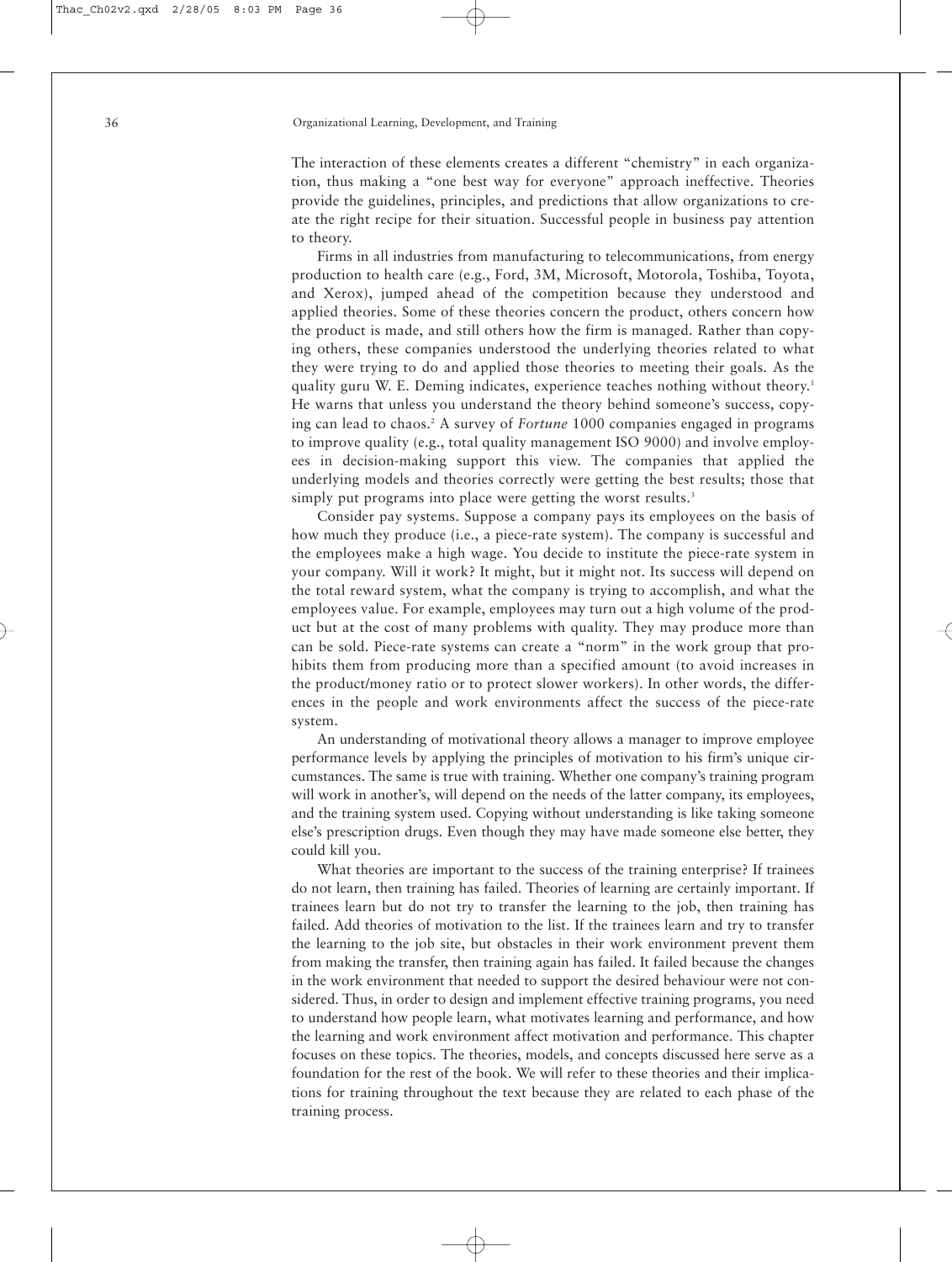The interaction of these elements creates a different "chemistry" in each organization, thus making a "one best way for everyone" approach ineffective. Theories provide the guidelines, principles, and predictions that allow organizations to create the right recipe for their situation. Successful people in business pay attention to theory.

Firms in all industries from manufacturing to telecommunications, from energy production to health care (e.g., Ford, 3M, Microsoft, Motorola, Toshiba, Toyota, and Xerox), jumped ahead of the competition because they understood and applied theories. Some of these theories concern the product, others concern how the product is made, and still others how the firm is managed. Rather than copying others, these companies understood the underlying theories related to what they were trying to do and applied those theories to meeting their goals. As the quality guru W. E. Deming indicates, experience teaches nothing without theory.[1] He warns that unless you understand the theory behind someone's success, copying can lead to chaos.[2] A survey of *Fortune* 1000 companies engaged in programs to improve quality (e.g., total quality management ISO 9000) and involve employees in decision-making support this view. The companies that applied the underlying models and theories correctly were getting the best results; those that simply put programs into place were getting the worst results.[3]

Consider pay systems. Suppose a company pays its employees on the basis of how much they produce (i.e., a piece-rate system). The company is successful and the employees make a high wage. You decide to institute the piece-rate system in your company. Will it work? It might, but it might not. Its success will depend on the total reward system, what the company is trying to accomplish, and what the employees value. For example, employees may turn out a high volume of the product but at the cost of many problems with quality. They may produce more than can be sold. Piece-rate systems can create a "norm" in the work group that prohibits them from producing more than a specified amount (to avoid increases in the product/money ratio or to protect slower workers). In other words, the differences in the people and work environments affect the success of the piece-rate system.

An understanding of motivational theory allows a manager to improve employee performance levels by applying the principles of motivation to his firm's unique circumstances. The same is true with training. Whether one company's training program will work in another's, will depend on the needs of the latter company, its employees, and the training system used. Copying without understanding is like taking someone else's prescription drugs. Even though they may have made someone else better, they could kill you.

What theories are important to the success of the training enterprise? If trainees do not learn, then training has failed. Theories of learning are certainly important. If trainees learn but do not try to transfer the learning to the job, then training has failed. Add theories of motivation to the list. If the trainees learn and try to transfer the learning to the job site, but obstacles in their work environment prevent them from making the transfer, then training again has failed. It failed because the changes in the work environment that needed to support the desired behaviour were not considered. Thus, in order to design and implement effective training programs, you need to understand how people learn, what motivates learning and performance, and how the learning and work environment affect motivation and performance. This chapter focuses on these topics. The theories, models, and concepts discussed here serve as a foundation for the rest of the book. We will refer to these theories and their implications for training throughout the text because they are related to each phase of the training process.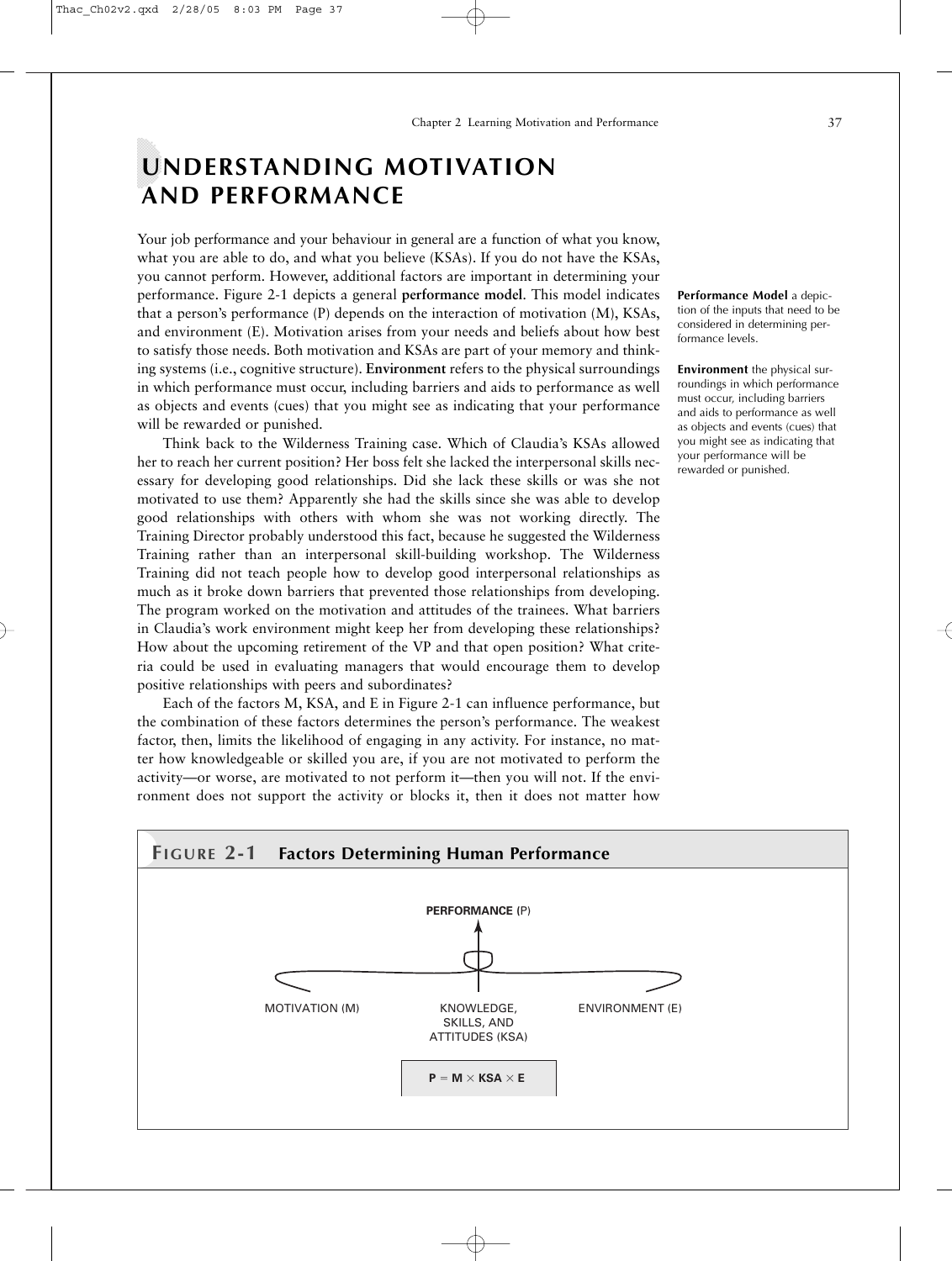# UNDERSTANDING MOTIVATION AND PERFORMANCE

Your job performance and your behaviour in general are a function of what you know, what you are able to do, and what you believe (KSAs). If you do not have the KSAs, you cannot perform. However, additional factors are important in determining your performance. Figure 2-1 depicts a general **performance model**. This model indicates that a person's performance (P) depends on the interaction of motivation (M), KSAs, and environment (E). Motivation arises from your needs and beliefs about how best to satisfy those needs. Both motivation and KSAs are part of your memory and thinking systems (i.e., cognitive structure). **Environment** refers to the physical surroundings in which performance must occur, including barriers and aids to performance as well as objects and events (cues) that you might see as indicating that your performance will be rewarded or punished.

**Performance Model** a depiction of the inputs that need to be considered in determining performance levels.

**Environment** the physical surroundings in which performance must occur, including barriers and aids to performance as well as objects and events (cues) that you might see as indicating that your performance will be rewarded or punished.

Think back to the Wilderness Training case. Which of Claudia's KSAs allowed her to reach her current position? Her boss felt she lacked the interpersonal skills necessary for developing good relationships. Did she lack these skills or was she not motivated to use them? Apparently she had the skills since she was able to develop good relationships with others with whom she was not working directly. The Training Director probably understood this fact, because he suggested the Wilderness Training rather than an interpersonal skill-building workshop. The Wilderness Training did not teach people how to develop good interpersonal relationships as much as it broke down barriers that prevented those relationships from developing. The program worked on the motivation and attitudes of the trainees. What barriers in Claudia's work environment might keep her from developing these relationships? How about the upcoming retirement of the VP and that open position? What criteria could be used in evaluating managers that would encourage them to develop positive relationships with peers and subordinates?

Each of the factors M, KSA, and E in Figure 2-1 can influence performance, but the combination of these factors determines the person's performance. The weakest factor, then, limits the likelihood of engaging in any activity. For instance, no matter how knowledgeable or skilled you are, if you are not motivated to perform the activity—or worse, are motivated to not perform it—then you will not. If the environment does not support the activity or blocks it, then it does not matter how

**FIGURE 2-1 Factors Determining Human Performance**

PERFORMANCE (P)

MOTIVATION (M) | KNOWLEDGE, SKILLS, AND ATTITUDES (KSA) | ENVIRONMENT (E)

$$P = M \times KSA \times E$$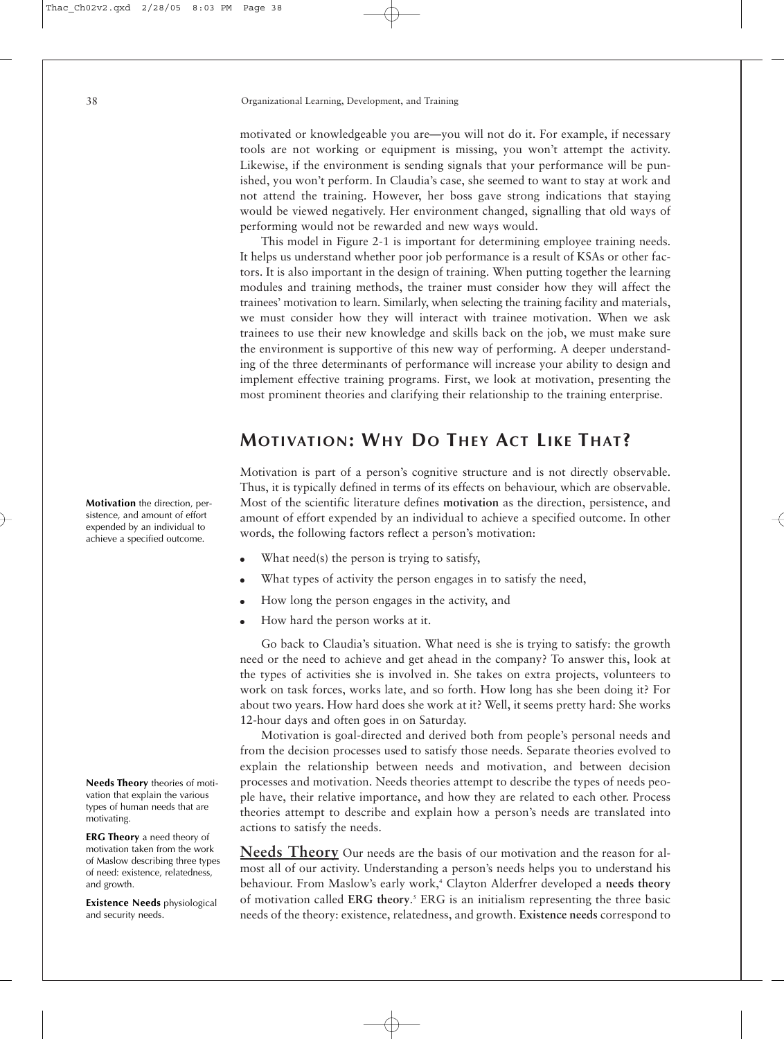motivated or knowledgeable you are—you will not do it. For example, if necessary tools are not working or equipment is missing, you won't attempt the activity. Likewise, if the environment is sending signals that your performance will be punished, you won't perform. In Claudia's case, she seemed to want to stay at work and not attend the training. However, her boss gave strong indications that staying would be viewed negatively. Her environment changed, signalling that old ways of performing would not be rewarded and new ways would.

This model in Figure 2-1 is important for determining employee training needs. It helps us understand whether poor job performance is a result of KSAs or other factors. It is also important in the design of training. When putting together the learning modules and training methods, the trainer must consider how they will affect the trainees' motivation to learn. Similarly, when selecting the training facility and materials, we must consider how they will interact with trainee motivation. When we ask trainees to use their new knowledge and skills back on the job, we must make sure the environment is supportive of this new way of performing. A deeper understanding of the three determinants of performance will increase your ability to design and implement effective training programs. First, we look at motivation, presenting the most prominent theories and clarifying their relationship to the training enterprise.

## MOTIVATION: WHY DO THEY ACT LIKE THAT?

**Motivation** the direction, persistence, and amount of effort expended by an individual to achieve a specified outcome.

Motivation is part of a person's cognitive structure and is not directly observable. Thus, it is typically defined in terms of its effects on behaviour, which are observable. Most of the scientific literature defines **motivation** as the direction, persistence, and amount of effort expended by an individual to achieve a specified outcome. In other words, the following factors reflect a person's motivation:

- What need(s) the person is trying to satisfy,
- What types of activity the person engages in to satisfy the need,
- How long the person engages in the activity, and
- How hard the person works at it.

Go back to Claudia's situation. What need is she is trying to satisfy: the growth need or the need to achieve and get ahead in the company? To answer this, look at the types of activities she is involved in. She takes on extra projects, volunteers to work on task forces, works late, and so forth. How long has she been doing it? For about two years. How hard does she work at it? Well, it seems pretty hard: She works 12-hour days and often goes in on Saturday.

Motivation is goal-directed and derived both from people's personal needs and from the decision processes used to satisfy those needs. Separate theories evolved to explain the relationship between needs and motivation, and between decision processes and motivation. Needs theories attempt to describe the types of needs people have, their relative importance, and how they are related to each other. Process theories attempt to describe and explain how a person's needs are translated into actions to satisfy the needs.

**Needs Theory** theories of motivation that explain the various types of human needs that are motivating.

**ERG Theory** a need theory of motivation taken from the work of Maslow describing three types of need: existence, relatedness, and growth.

**Existence Needs** physiological and security needs.

**Needs Theory** Our needs are the basis of our motivation and the reason for almost all of our activity. Understanding a person's needs helps you to understand his behaviour. From Maslow's early work,[4] Clayton Alderfrer developed a **needs theory** of motivation called **ERG theory**.[5] ERG is an initialism representing the three basic needs of the theory: existence, relatedness, and growth. **Existence needs** correspond to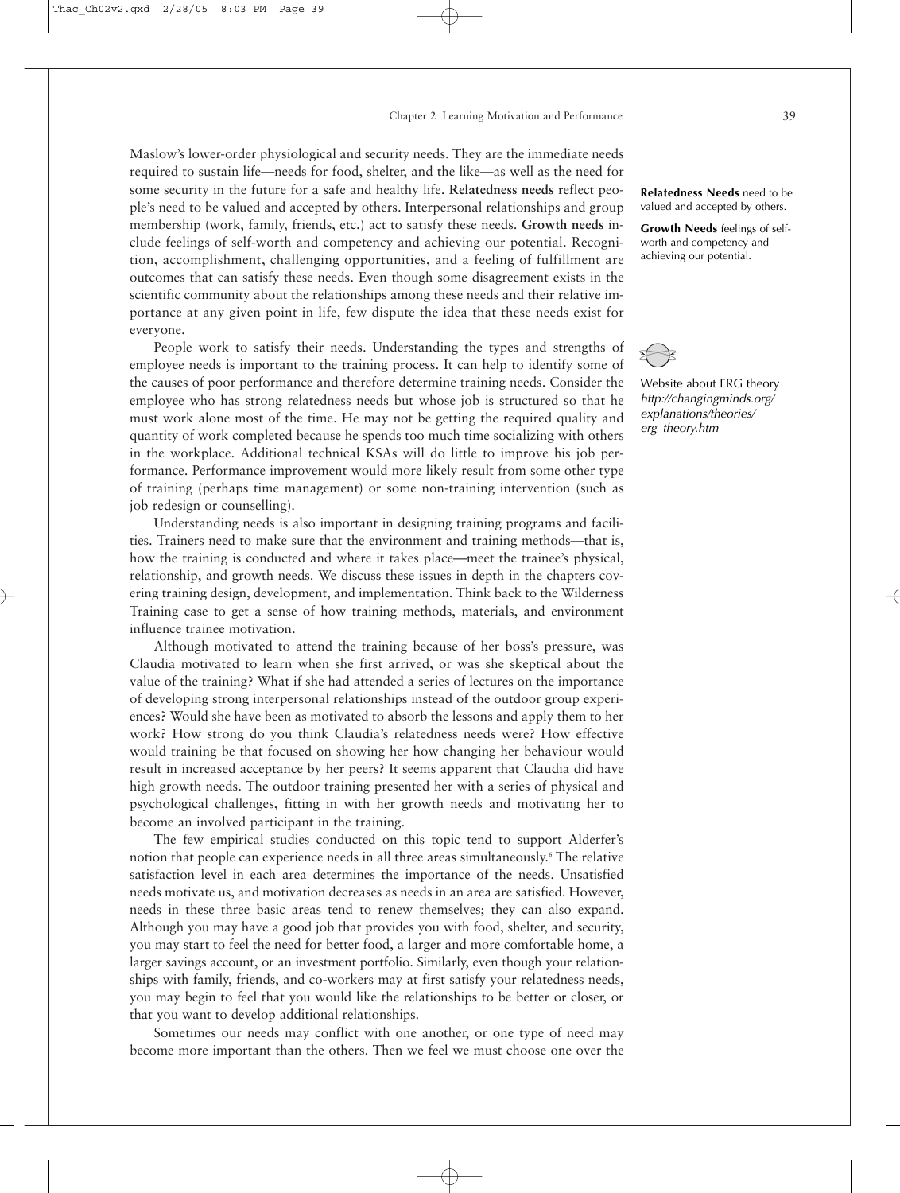Maslow's lower-order physiological and security needs. They are the immediate needs required to sustain life—needs for food, shelter, and the like—as well as the need for some security in the future for a safe and healthy life. **Relatedness needs** reflect people's need to be valued and accepted by others. Interpersonal relationships and group membership (work, family, friends, etc.) act to satisfy these needs. **Growth needs** include feelings of self-worth and competency and achieving our potential. Recognition, accomplishment, challenging opportunities, and a feeling of fulfillment are outcomes that can satisfy these needs. Even though some disagreement exists in the scientific community about the relationships among these needs and their relative importance at any given point in life, few dispute the idea that these needs exist for everyone.

**Relatedness Needs** need to be valued and accepted by others.

**Growth Needs** feelings of self-worth and competency and achieving our potential.

People work to satisfy their needs. Understanding the types and strengths of employee needs is important to the training process. It can help to identify some of the causes of poor performance and therefore determine training needs. Consider the employee who has strong relatedness needs but whose job is structured so that he must work alone most of the time. He may not be getting the required quality and quantity of work completed because he spends too much time socializing with others in the workplace. Additional technical KSAs will do little to improve his job performance. Performance improvement would more likely result from some other type of training (perhaps time management) or some non-training intervention (such as job redesign or counselling).

Website about ERG theory *http://changingminds.org/explanations/theories/erg_theory.htm*

Understanding needs is also important in designing training programs and facilities. Trainers need to make sure that the environment and training methods—that is, how the training is conducted and where it takes place—meet the trainee's physical, relationship, and growth needs. We discuss these issues in depth in the chapters covering training design, development, and implementation. Think back to the Wilderness Training case to get a sense of how training methods, materials, and environment influence trainee motivation.

Although motivated to attend the training because of her boss's pressure, was Claudia motivated to learn when she first arrived, or was she skeptical about the value of the training? What if she had attended a series of lectures on the importance of developing strong interpersonal relationships instead of the outdoor group experiences? Would she have been as motivated to absorb the lessons and apply them to her work? How strong do you think Claudia's relatedness needs were? How effective would training be that focused on showing her how changing her behaviour would result in increased acceptance by her peers? It seems apparent that Claudia did have high growth needs. The outdoor training presented her with a series of physical and psychological challenges, fitting in with her growth needs and motivating her to become an involved participant in the training.

The few empirical studies conducted on this topic tend to support Alderfer's notion that people can experience needs in all three areas simultaneously.[6] The relative satisfaction level in each area determines the importance of the needs. Unsatisfied needs motivate us, and motivation decreases as needs in an area are satisfied. However, needs in these three basic areas tend to renew themselves; they can also expand. Although you may have a good job that provides you with food, shelter, and security, you may start to feel the need for better food, a larger and more comfortable home, a larger savings account, or an investment portfolio. Similarly, even though your relationships with family, friends, and co-workers may at first satisfy your relatedness needs, you may begin to feel that you would like the relationships to be better or closer, or that you want to develop additional relationships.

Sometimes our needs may conflict with one another, or one type of need may become more important than the others. Then we feel we must choose one over the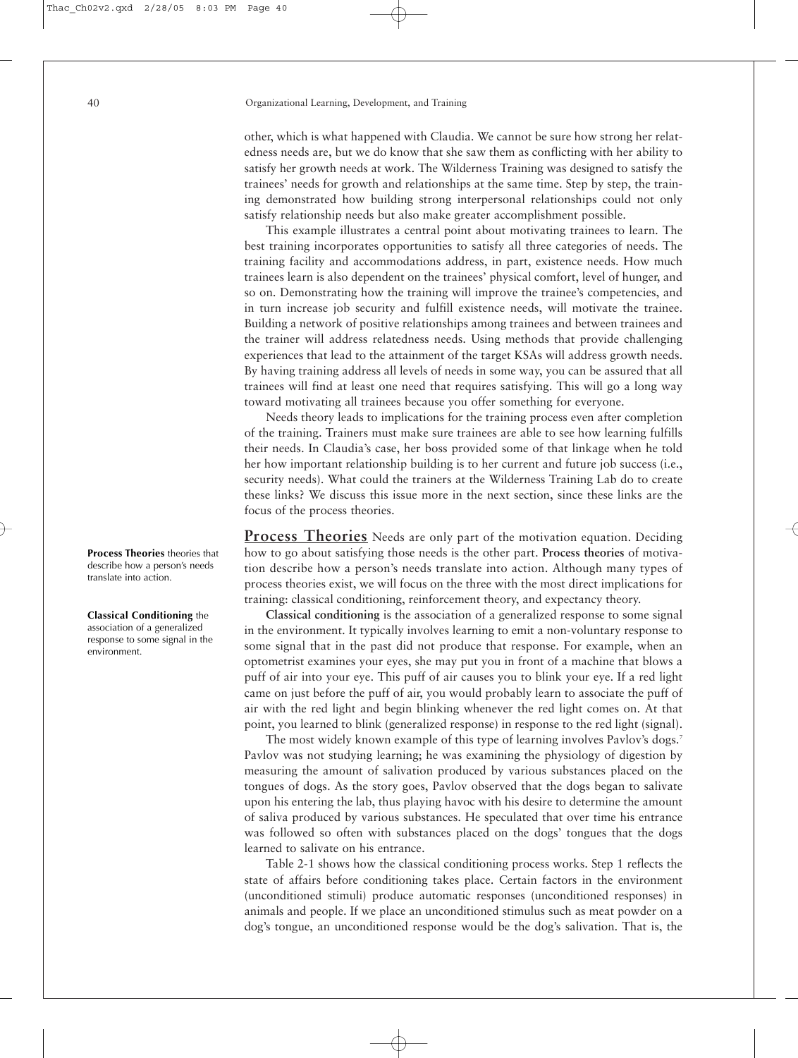other, which is what happened with Claudia. We cannot be sure how strong her relatedness needs are, but we do know that she saw them as conflicting with her ability to satisfy her growth needs at work. The Wilderness Training was designed to satisfy the trainees' needs for growth and relationships at the same time. Step by step, the training demonstrated how building strong interpersonal relationships could not only satisfy relationship needs but also make greater accomplishment possible.

This example illustrates a central point about motivating trainees to learn. The best training incorporates opportunities to satisfy all three categories of needs. The training facility and accommodations address, in part, existence needs. How much trainees learn is also dependent on the trainees' physical comfort, level of hunger, and so on. Demonstrating how the training will improve the trainee's competencies, and in turn increase job security and fulfill existence needs, will motivate the trainee. Building a network of positive relationships among trainees and between trainees and the trainer will address relatedness needs. Using methods that provide challenging experiences that lead to the attainment of the target KSAs will address growth needs. By having training address all levels of needs in some way, you can be assured that all trainees will find at least one need that requires satisfying. This will go a long way toward motivating all trainees because you offer something for everyone.

Needs theory leads to implications for the training process even after completion of the training. Trainers must make sure trainees are able to see how learning fulfills their needs. In Claudia's case, her boss provided some of that linkage when he told her how important relationship building is to her current and future job success (i.e., security needs). What could the trainers at the Wilderness Training Lab do to create these links? We discuss this issue more in the next section, since these links are the focus of the process theories.

**Process Theories** theories that describe how a person's needs translate into action.

**Classical Conditioning** the association of a generalized response to some signal in the environment.

## Process Theories

Needs are only part of the motivation equation. Deciding how to go about satisfying those needs is the other part. **Process theories** of motivation describe how a person's needs translate into action. Although many types of process theories exist, we will focus on the three with the most direct implications for training: classical conditioning, reinforcement theory, and expectancy theory.

**Classical conditioning** is the association of a generalized response to some signal in the environment. It typically involves learning to emit a non-voluntary response to some signal that in the past did not produce that response. For example, when an optometrist examines your eyes, she may put you in front of a machine that blows a puff of air into your eye. This puff of air causes you to blink your eye. If a red light came on just before the puff of air, you would probably learn to associate the puff of air with the red light and begin blinking whenever the red light comes on. At that point, you learned to blink (generalized response) in response to the red light (signal).

The most widely known example of this type of learning involves Pavlov's dogs.[7] Pavlov was not studying learning; he was examining the physiology of digestion by measuring the amount of salivation produced by various substances placed on the tongues of dogs. As the story goes, Pavlov observed that the dogs began to salivate upon his entering the lab, thus playing havoc with his desire to determine the amount of saliva produced by various substances. He speculated that over time his entrance was followed so often with substances placed on the dogs' tongues that the dogs learned to salivate on his entrance.

Table 2-1 shows how the classical conditioning process works. Step 1 reflects the state of affairs before conditioning takes place. Certain factors in the environment (unconditioned stimuli) produce automatic responses (unconditioned responses) in animals and people. If we place an unconditioned stimulus such as meat powder on a dog's tongue, an unconditioned response would be the dog's salivation. That is, the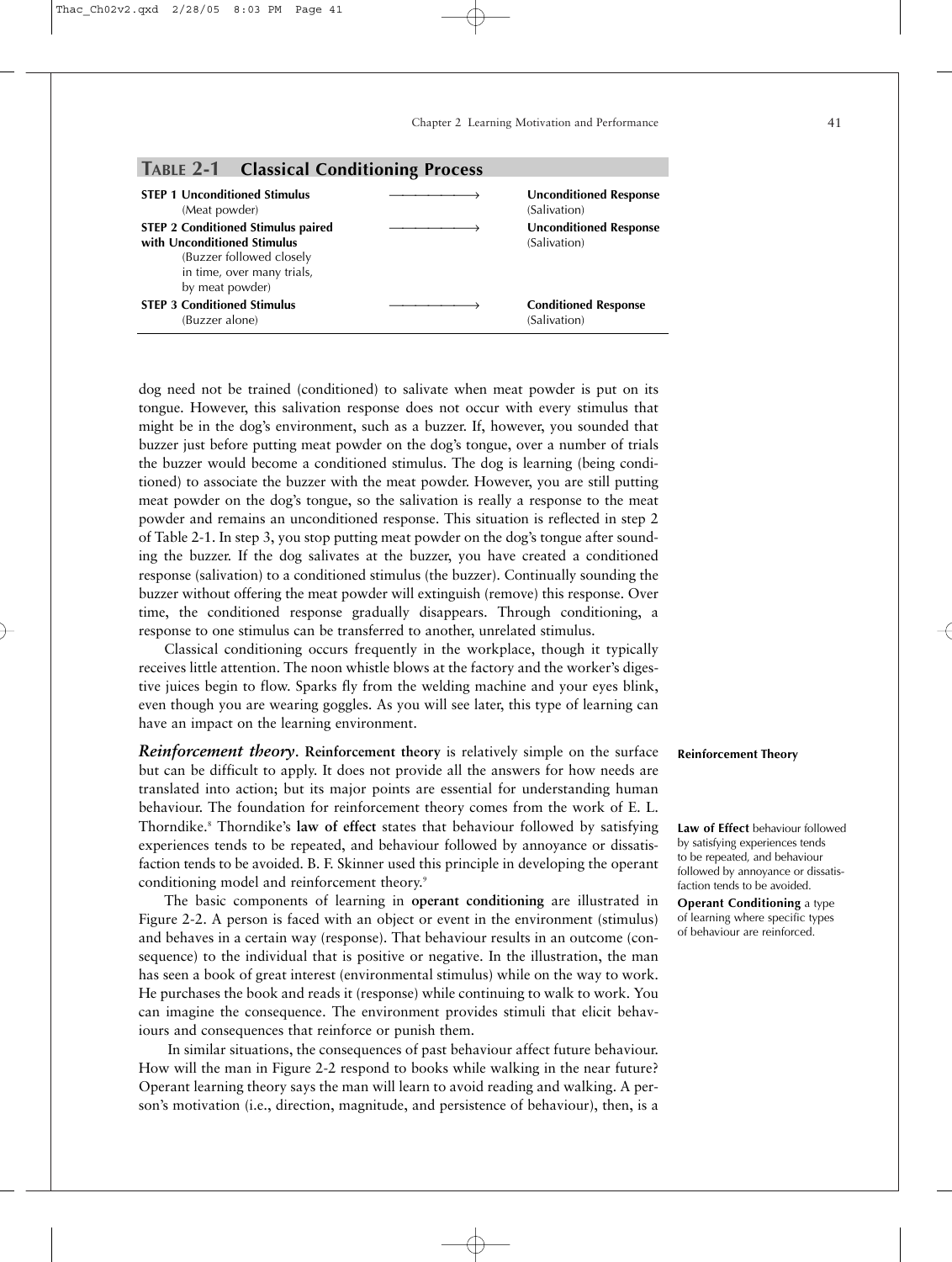**TABLE 2-1 Classical Conditioning Process**

| | | |
|---|---|---|
| **STEP 1 Unconditioned Stimulus** (Meat powder) | ⟶ | **Unconditioned Response** (Salivation) |
| **STEP 2 Conditioned Stimulus paired with Unconditioned Stimulus** (Buzzer followed closely in time, over many trials, by meat powder) | ⟶ | **Unconditioned Response** (Salivation) |
| **STEP 3 Conditioned Stimulus** (Buzzer alone) | ⟶ | **Conditioned Response** (Salivation) |

dog need not be trained (conditioned) to salivate when meat powder is put on its tongue. However, this salivation response does not occur with every stimulus that might be in the dog's environment, such as a buzzer. If, however, you sounded that buzzer just before putting meat powder on the dog's tongue, over a number of trials the buzzer would become a conditioned stimulus. The dog is learning (being conditioned) to associate the buzzer with the meat powder. However, you are still putting meat powder on the dog's tongue, so the salivation is really a response to the meat powder and remains an unconditioned response. This situation is reflected in step 2 of Table 2-1. In step 3, you stop putting meat powder on the dog's tongue after sounding the buzzer. If the dog salivates at the buzzer, you have created a conditioned response (salivation) to a conditioned stimulus (the buzzer). Continually sounding the buzzer without offering the meat powder will extinguish (remove) this response. Over time, the conditioned response gradually disappears. Through conditioning, a response to one stimulus can be transferred to another, unrelated stimulus.

Classical conditioning occurs frequently in the workplace, though it typically receives little attention. The noon whistle blows at the factory and the worker's digestive juices begin to flow. Sparks fly from the welding machine and your eyes blink, even though you are wearing goggles. As you will see later, this type of learning can have an impact on the learning environment.

***Reinforcement theory*.** **Reinforcement theory** is relatively simple on the surface but can be difficult to apply. It does not provide all the answers for how needs are translated into action; but its major points are essential for understanding human behaviour. The foundation for reinforcement theory comes from the work of E. L. Thorndike.[8] Thorndike's **law of effect** states that behaviour followed by satisfying experiences tends to be repeated, and behaviour followed by annoyance or dissatisfaction tends to be avoided. B. F. Skinner used this principle in developing the operant conditioning model and reinforcement theory.[9]

**Reinforcement Theory**

**Law of Effect** behaviour followed by satisfying experiences tends to be repeated, and behaviour followed by annoyance or dissatisfaction tends to be avoided.

**Operant Conditioning** a type of learning where specific types of behaviour are reinforced.

The basic components of learning in **operant conditioning** are illustrated in Figure 2-2. A person is faced with an object or event in the environment (stimulus) and behaves in a certain way (response). That behaviour results in an outcome (consequence) to the individual that is positive or negative. In the illustration, the man has seen a book of great interest (environmental stimulus) while on the way to work. He purchases the book and reads it (response) while continuing to walk to work. You can imagine the consequence. The environment provides stimuli that elicit behaviours and consequences that reinforce or punish them.

In similar situations, the consequences of past behaviour affect future behaviour. How will the man in Figure 2-2 respond to books while walking in the near future? Operant learning theory says the man will learn to avoid reading and walking. A person's motivation (i.e., direction, magnitude, and persistence of behaviour), then, is a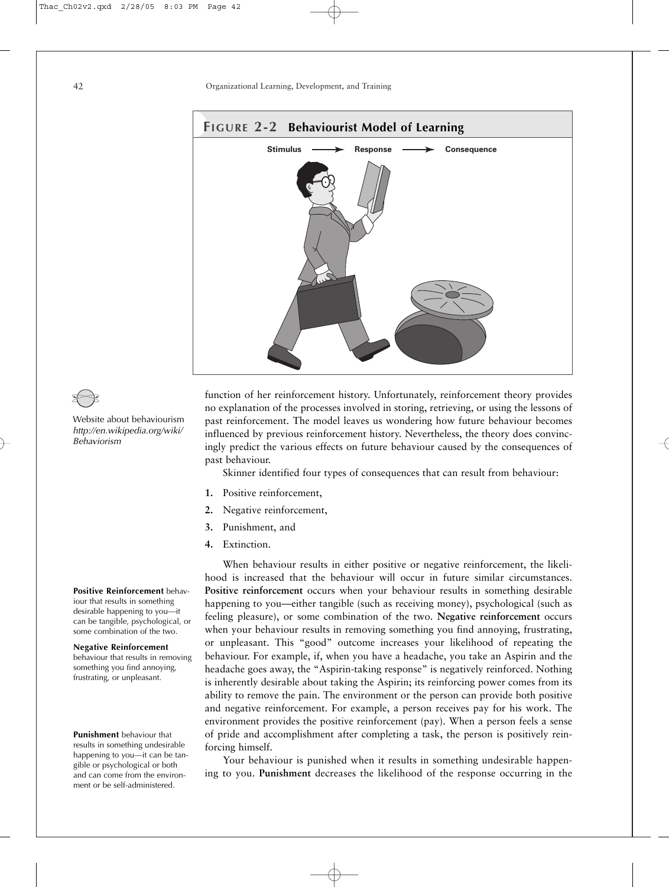**FIGURE 2-2 Behaviourist Model of Learning**

Stimulus ⟶ Response ⟶ Consequence

function of her reinforcement history. Unfortunately, reinforcement theory provides no explanation of the processes involved in storing, retrieving, or using the lessons of past reinforcement. The model leaves us wondering how future behaviour becomes influenced by previous reinforcement history. Nevertheless, the theory does convincingly predict the various effects on future behaviour caused by the consequences of past behaviour.

Website about behaviourism *http://en.wikipedia.org/wiki/Behaviorism*

Skinner identified four types of consequences that can result from behaviour:

1. Positive reinforcement,
2. Negative reinforcement,
3. Punishment, and
4. Extinction.

When behaviour results in either positive or negative reinforcement, the likelihood is increased that the behaviour will occur in future similar circumstances. **Positive reinforcement** occurs when your behaviour results in something desirable happening to you—either tangible (such as receiving money), psychological (such as feeling pleasure), or some combination of the two. **Negative reinforcement** occurs when your behaviour results in removing something you find annoying, frustrating, or unpleasant. This "good" outcome increases your likelihood of repeating the behaviour. For example, if, when you have a headache, you take an Aspirin and the headache goes away, the "Aspirin-taking response" is negatively reinforced. Nothing is inherently desirable about taking the Aspirin; its reinforcing power comes from its ability to remove the pain. The environment or the person can provide both positive and negative reinforcement. For example, a person receives pay for his work. The environment provides the positive reinforcement (pay). When a person feels a sense of pride and accomplishment after completing a task, the person is positively reinforcing himself.

**Positive Reinforcement** behaviour that results in something desirable happening to you—it can be tangible, psychological, or some combination of the two.

**Negative Reinforcement** behaviour that results in removing something you find annoying, frustrating, or unpleasant.

**Punishment** behaviour that results in something undesirable happening to you—it can be tangible or psychological or both and can come from the environment or be self-administered.

Your behaviour is punished when it results in something undesirable happening to you. **Punishment** decreases the likelihood of the response occurring in the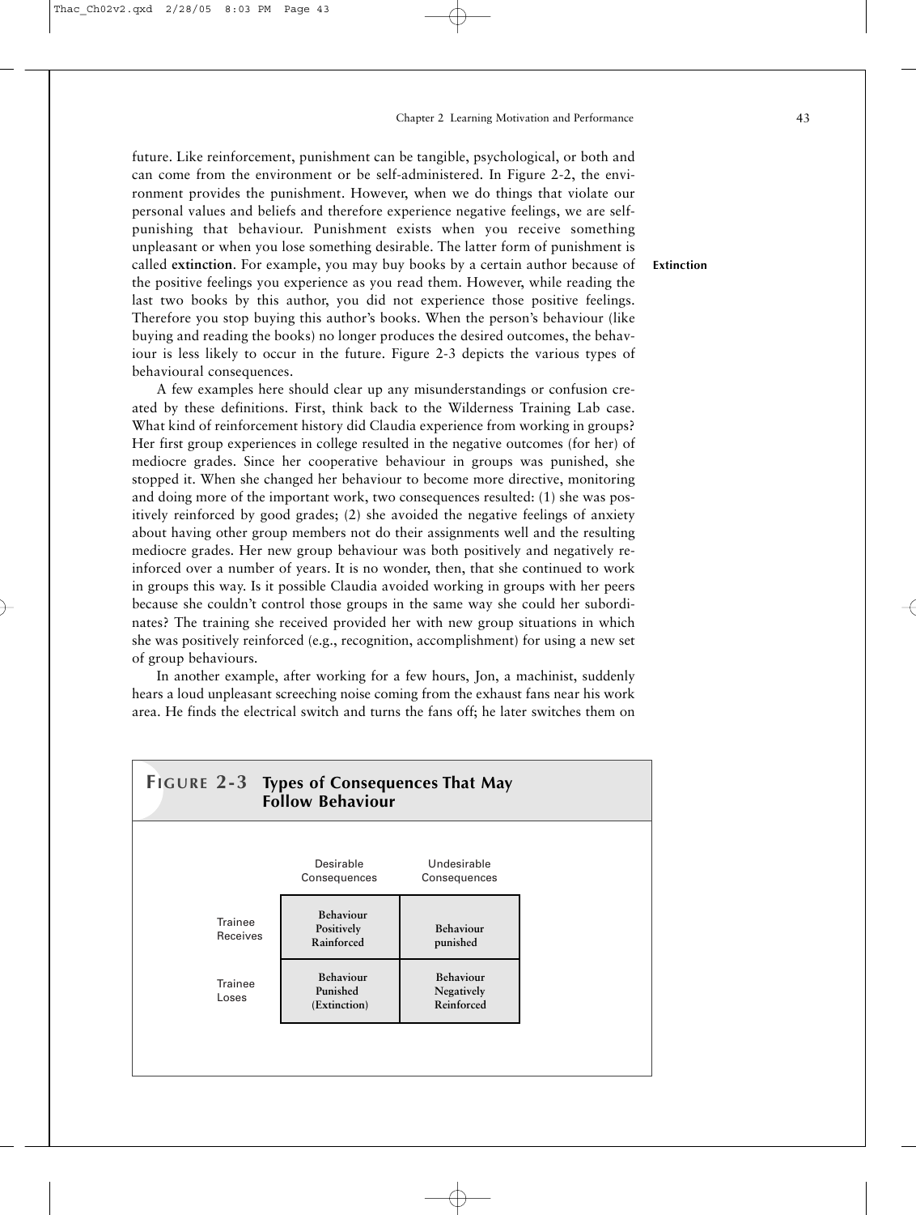future. Like reinforcement, punishment can be tangible, psychological, or both and can come from the environment or be self-administered. In Figure 2-2, the environment provides the punishment. However, when we do things that violate our personal values and beliefs and therefore experience negative feelings, we are self-punishing that behaviour. Punishment exists when you receive something unpleasant or when you lose something desirable. The latter form of punishment is called **extinction**. For example, you may buy books by a certain author because of the positive feelings you experience as you read them. However, while reading the last two books by this author, you did not experience those positive feelings. Therefore you stop buying this author's books. When the person's behaviour (like buying and reading the books) no longer produces the desired outcomes, the behaviour is less likely to occur in the future. Figure 2-3 depicts the various types of behavioural consequences.

**Extinction**

A few examples here should clear up any misunderstandings or confusion created by these definitions. First, think back to the Wilderness Training Lab case. What kind of reinforcement history did Claudia experience from working in groups? Her first group experiences in college resulted in the negative outcomes (for her) of mediocre grades. Since her cooperative behaviour in groups was punished, she stopped it. When she changed her behaviour to become more directive, monitoring and doing more of the important work, two consequences resulted: (1) she was positively reinforced by good grades; (2) she avoided the negative feelings of anxiety about having other group members not do their assignments well and the resulting mediocre grades. Her new group behaviour was both positively and negatively reinforced over a number of years. It is no wonder, then, that she continued to work in groups this way. Is it possible Claudia avoided working in groups with her peers because she couldn't control those groups in the same way she could her subordinates? The training she received provided her with new group situations in which she was positively reinforced (e.g., recognition, accomplishment) for using a new set of group behaviours.

In another example, after working for a few hours, Jon, a machinist, suddenly hears a loud unpleasant screeching noise coming from the exhaust fans near his work area. He finds the electrical switch and turns the fans off; he later switches them on

**FIGURE 2-3 Types of Consequences That May Follow Behaviour**

| | Desirable Consequences | Undesirable Consequences |
|---|---|---|
| Trainee Receives | Behaviour Positively Rainforced | Behaviour punished |
| Trainee Loses | Behaviour Punished (Extinction) | Behaviour Negatively Reinforced |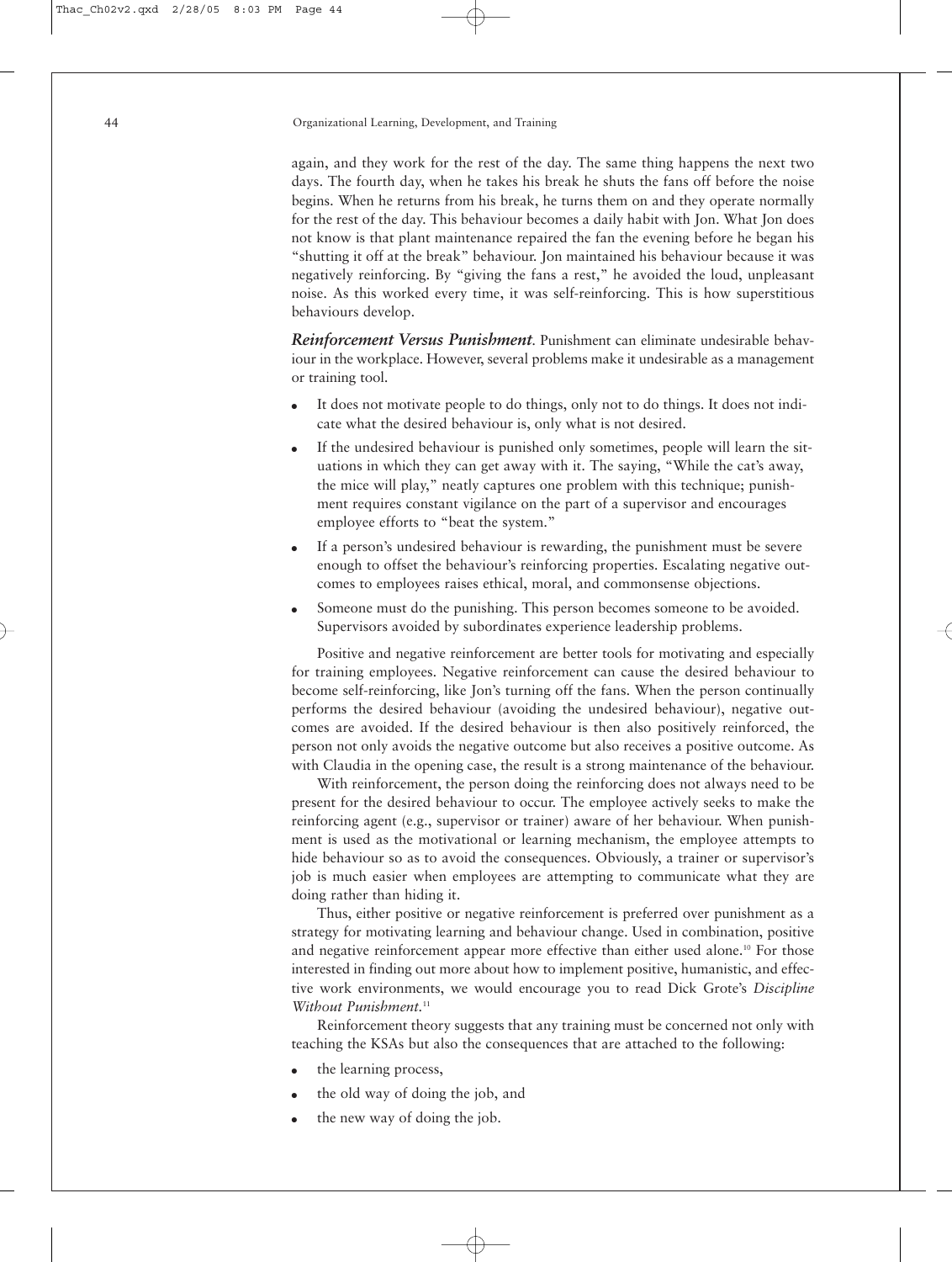again, and they work for the rest of the day. The same thing happens the next two days. The fourth day, when he takes his break he shuts the fans off before the noise begins. When he returns from his break, he turns them on and they operate normally for the rest of the day. This behaviour becomes a daily habit with Jon. What Jon does not know is that plant maintenance repaired the fan the evening before he began his "shutting it off at the break" behaviour. Jon maintained his behaviour because it was negatively reinforcing. By "giving the fans a rest," he avoided the loud, unpleasant noise. As this worked every time, it was self-reinforcing. This is how superstitious behaviours develop.

***Reinforcement Versus Punishment.*** Punishment can eliminate undesirable behaviour in the workplace. However, several problems make it undesirable as a management or training tool.

- It does not motivate people to do things, only not to do things. It does not indicate what the desired behaviour is, only what is not desired.
- If the undesired behaviour is punished only sometimes, people will learn the situations in which they can get away with it. The saying, "While the cat's away, the mice will play," neatly captures one problem with this technique; punishment requires constant vigilance on the part of a supervisor and encourages employee efforts to "beat the system."
- If a person's undesired behaviour is rewarding, the punishment must be severe enough to offset the behaviour's reinforcing properties. Escalating negative outcomes to employees raises ethical, moral, and commonsense objections.
- Someone must do the punishing. This person becomes someone to be avoided. Supervisors avoided by subordinates experience leadership problems.

Positive and negative reinforcement are better tools for motivating and especially for training employees. Negative reinforcement can cause the desired behaviour to become self-reinforcing, like Jon's turning off the fans. When the person continually performs the desired behaviour (avoiding the undesired behaviour), negative outcomes are avoided. If the desired behaviour is then also positively reinforced, the person not only avoids the negative outcome but also receives a positive outcome. As with Claudia in the opening case, the result is a strong maintenance of the behaviour.

With reinforcement, the person doing the reinforcing does not always need to be present for the desired behaviour to occur. The employee actively seeks to make the reinforcing agent (e.g., supervisor or trainer) aware of her behaviour. When punishment is used as the motivational or learning mechanism, the employee attempts to hide behaviour so as to avoid the consequences. Obviously, a trainer or supervisor's job is much easier when employees are attempting to communicate what they are doing rather than hiding it.

Thus, either positive or negative reinforcement is preferred over punishment as a strategy for motivating learning and behaviour change. Used in combination, positive and negative reinforcement appear more effective than either used alone.[10] For those interested in finding out more about how to implement positive, humanistic, and effective work environments, we would encourage you to read Dick Grote's *Discipline Without Punishment*.[11]

Reinforcement theory suggests that any training must be concerned not only with teaching the KSAs but also the consequences that are attached to the following:

- the learning process,
- the old way of doing the job, and
- the new way of doing the job.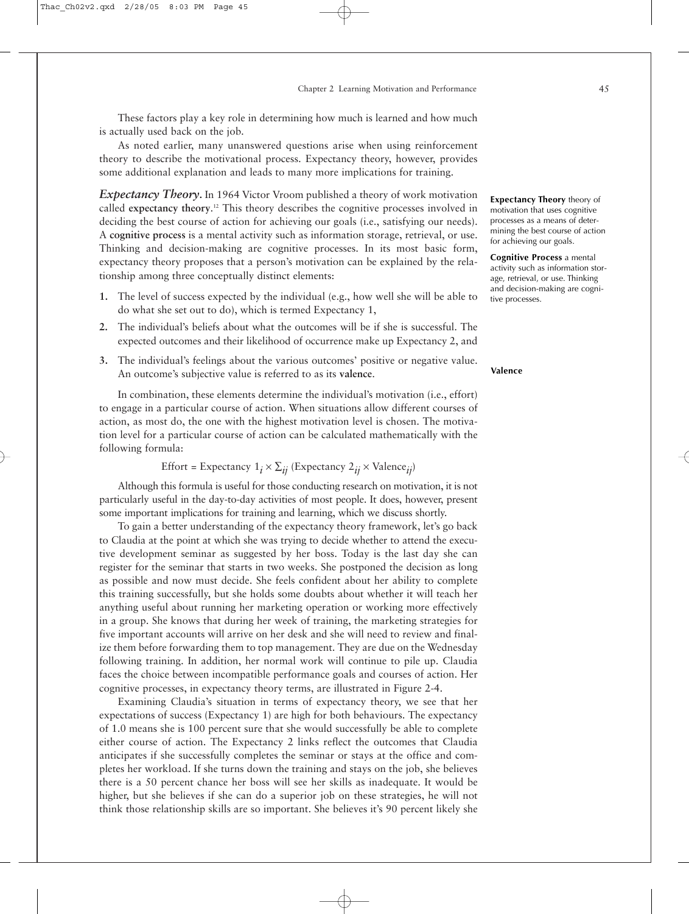These factors play a key role in determining how much is learned and how much is actually used back on the job.

As noted earlier, many unanswered questions arise when using reinforcement theory to describe the motivational process. Expectancy theory, however, provides some additional explanation and leads to many more implications for training.

***Expectancy Theory.*** In 1964 Victor Vroom published a theory of work motivation called **expectancy theory**.[12] This theory describes the cognitive processes involved in deciding the best course of action for achieving our goals (i.e., satisfying our needs). A **cognitive process** is a mental activity such as information storage, retrieval, or use. Thinking and decision-making are cognitive processes. In its most basic form, expectancy theory proposes that a person's motivation can be explained by the relationship among three conceptually distinct elements:

**Expectancy Theory** theory of motivation that uses cognitive processes as a means of determining the best course of action for achieving our goals.

**Cognitive Process** a mental activity such as information storage, retrieval, or use. Thinking and decision-making are cognitive processes.

1. The level of success expected by the individual (e.g., how well she will be able to do what she set out to do), which is termed Expectancy 1,
2. The individual's beliefs about what the outcomes will be if she is successful. The expected outcomes and their likelihood of occurrence make up Expectancy 2, and
3. The individual's feelings about the various outcomes' positive or negative value. An outcome's subjective value is referred to as its **valence**.

**Valence**

In combination, these elements determine the individual's motivation (i.e., effort) to engage in a particular course of action. When situations allow different courses of action, as most do, the one with the highest motivation level is chosen. The motivation level for a particular course of action can be calculated mathematically with the following formula:

$$\text{Effort} = \text{Expectancy } 1_i \times \Sigma_{ij} \left(\text{Expectancy } 2_{ij} \times \text{Valence}_{ij}\right)$$

Although this formula is useful for those conducting research on motivation, it is not particularly useful in the day-to-day activities of most people. It does, however, present some important implications for training and learning, which we discuss shortly.

To gain a better understanding of the expectancy theory framework, let's go back to Claudia at the point at which she was trying to decide whether to attend the executive development seminar as suggested by her boss. Today is the last day she can register for the seminar that starts in two weeks. She postponed the decision as long as possible and now must decide. She feels confident about her ability to complete this training successfully, but she holds some doubts about whether it will teach her anything useful about running her marketing operation or working more effectively in a group. She knows that during her week of training, the marketing strategies for five important accounts will arrive on her desk and she will need to review and finalize them before forwarding them to top management. They are due on the Wednesday following training. In addition, her normal work will continue to pile up. Claudia faces the choice between incompatible performance goals and courses of action. Her cognitive processes, in expectancy theory terms, are illustrated in Figure 2-4.

Examining Claudia's situation in terms of expectancy theory, we see that her expectations of success (Expectancy 1) are high for both behaviours. The expectancy of 1.0 means she is 100 percent sure that she would successfully be able to complete either course of action. The Expectancy 2 links reflect the outcomes that Claudia anticipates if she successfully completes the seminar or stays at the office and completes her workload. If she turns down the training and stays on the job, she believes there is a 50 percent chance her boss will see her skills as inadequate. It would be higher, but she believes if she can do a superior job on these strategies, he will not think those relationship skills are so important. She believes it's 90 percent likely she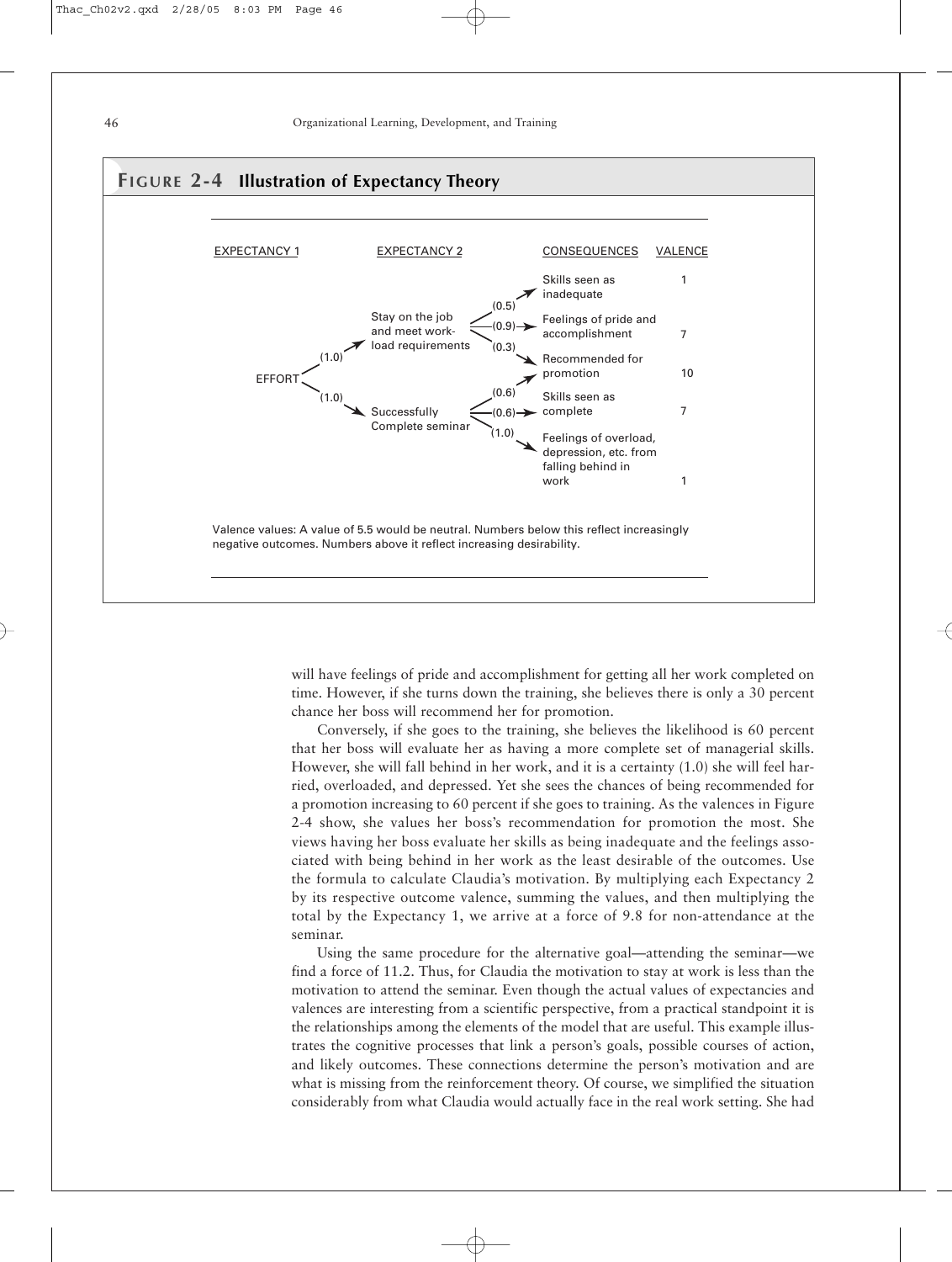## FIGURE 2-4 Illustration of Expectancy Theory

| EXPECTANCY 1 | | EXPECTANCY 2 | | CONSEQUENCES | VALENCE |
|---|---|---|---|---|---|
| EFFORT | (1.0) | Stay on the job and meet workload requirements | (0.5) | Skills seen as inadequate | 1 |
| | | | (0.9) | Feelings of pride and accomplishment | 7 |
| | | | (0.3) | Recommended for promotion | 10 |
| | (1.0) | Successfully Complete seminar | (0.6) | Recommended for promotion | 10 |
| | | | (0.6) | Skills seen as complete | 7 |
| | | | (1.0) | Feelings of overload, depression, etc. from falling behind in work | 1 |

Valence values: A value of 5.5 would be neutral. Numbers below this reflect increasingly negative outcomes. Numbers above it reflect increasing desirability.

will have feelings of pride and accomplishment for getting all her work completed on time. However, if she turns down the training, she believes there is only a 30 percent chance her boss will recommend her for promotion.

Conversely, if she goes to the training, she believes the likelihood is 60 percent that her boss will evaluate her as having a more complete set of managerial skills. However, she will fall behind in her work, and it is a certainty (1.0) she will feel harried, overloaded, and depressed. Yet she sees the chances of being recommended for a promotion increasing to 60 percent if she goes to training. As the valences in Figure 2-4 show, she values her boss's recommendation for promotion the most. She views having her boss evaluate her skills as being inadequate and the feelings associated with being behind in her work as the least desirable of the outcomes. Use the formula to calculate Claudia's motivation. By multiplying each Expectancy 2 by its respective outcome valence, summing the values, and then multiplying the total by the Expectancy 1, we arrive at a force of 9.8 for non-attendance at the seminar.

Using the same procedure for the alternative goal—attending the seminar—we find a force of 11.2. Thus, for Claudia the motivation to stay at work is less than the motivation to attend the seminar. Even though the actual values of expectancies and valences are interesting from a scientific perspective, from a practical standpoint it is the relationships among the elements of the model that are useful. This example illustrates the cognitive processes that link a person's goals, possible courses of action, and likely outcomes. These connections determine the person's motivation and are what is missing from the reinforcement theory. Of course, we simplified the situation considerably from what Claudia would actually face in the real work setting. She had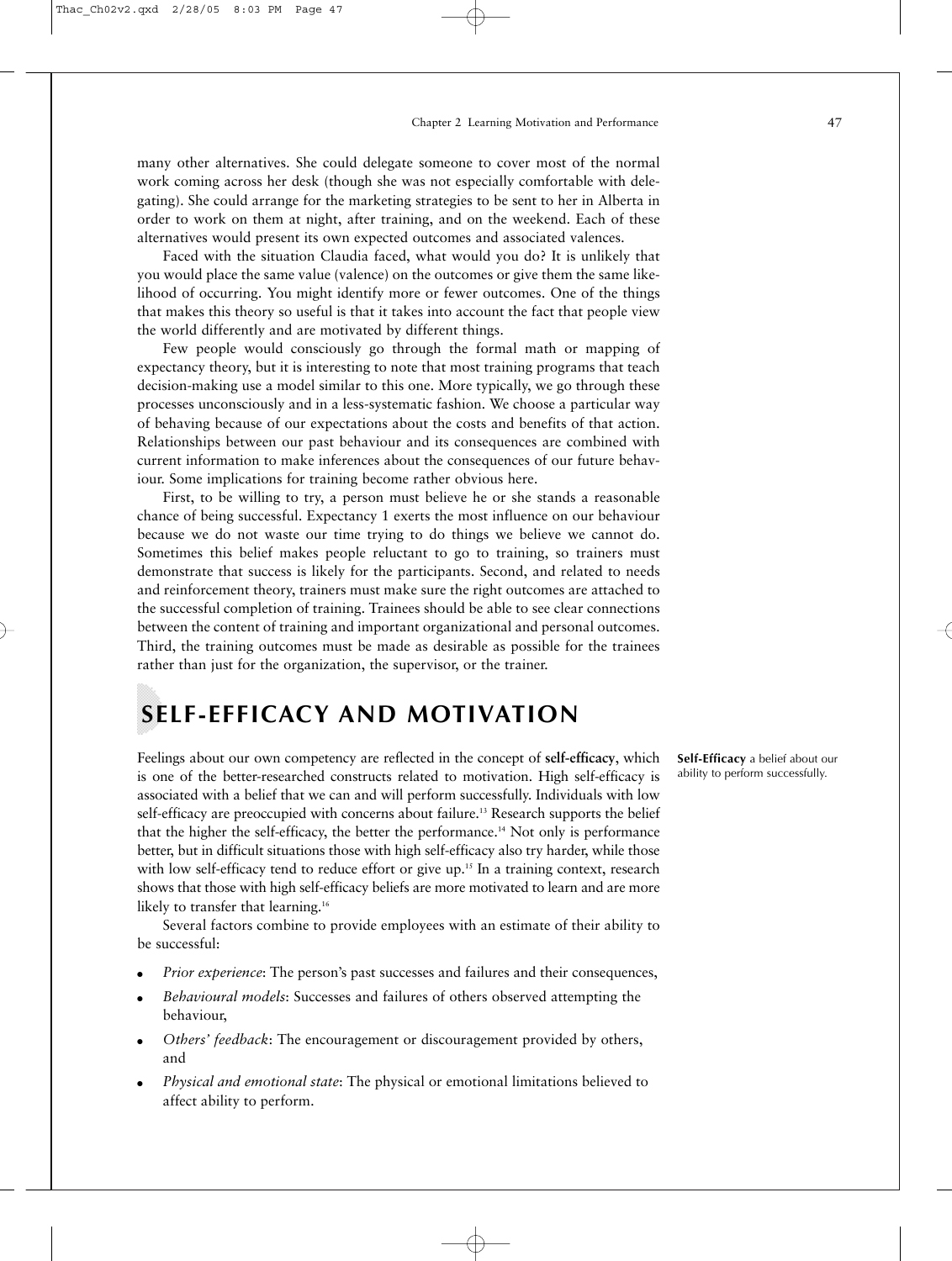many other alternatives. She could delegate someone to cover most of the normal work coming across her desk (though she was not especially comfortable with delegating). She could arrange for the marketing strategies to be sent to her in Alberta in order to work on them at night, after training, and on the weekend. Each of these alternatives would present its own expected outcomes and associated valences.

Faced with the situation Claudia faced, what would you do? It is unlikely that you would place the same value (valence) on the outcomes or give them the same likelihood of occurring. You might identify more or fewer outcomes. One of the things that makes this theory so useful is that it takes into account the fact that people view the world differently and are motivated by different things.

Few people would consciously go through the formal math or mapping of expectancy theory, but it is interesting to note that most training programs that teach decision-making use a model similar to this one. More typically, we go through these processes unconsciously and in a less-systematic fashion. We choose a particular way of behaving because of our expectations about the costs and benefits of that action. Relationships between our past behaviour and its consequences are combined with current information to make inferences about the consequences of our future behaviour. Some implications for training become rather obvious here.

First, to be willing to try, a person must believe he or she stands a reasonable chance of being successful. Expectancy 1 exerts the most influence on our behaviour because we do not waste our time trying to do things we believe we cannot do. Sometimes this belief makes people reluctant to go to training, so trainers must demonstrate that success is likely for the participants. Second, and related to needs and reinforcement theory, trainers must make sure the right outcomes are attached to the successful completion of training. Trainees should be able to see clear connections between the content of training and important organizational and personal outcomes. Third, the training outcomes must be made as desirable as possible for the trainees rather than just for the organization, the supervisor, or the trainer.

## SELF-EFFICACY AND MOTIVATION

**Self-Efficacy** a belief about our ability to perform successfully.

Feelings about our own competency are reflected in the concept of **self-efficacy**, which is one of the better-researched constructs related to motivation. High self-efficacy is associated with a belief that we can and will perform successfully. Individuals with low self-efficacy are preoccupied with concerns about failure.[13] Research supports the belief that the higher the self-efficacy, the better the performance.[14] Not only is performance better, but in difficult situations those with high self-efficacy also try harder, while those with low self-efficacy tend to reduce effort or give up.[15] In a training context, research shows that those with high self-efficacy beliefs are more motivated to learn and are more likely to transfer that learning.[16]

Several factors combine to provide employees with an estimate of their ability to be successful:

- *Prior experience*: The person's past successes and failures and their consequences,
- *Behavioural models*: Successes and failures of others observed attempting the behaviour,
- *Others' feedback*: The encouragement or discouragement provided by others, and
- *Physical and emotional state*: The physical or emotional limitations believed to affect ability to perform.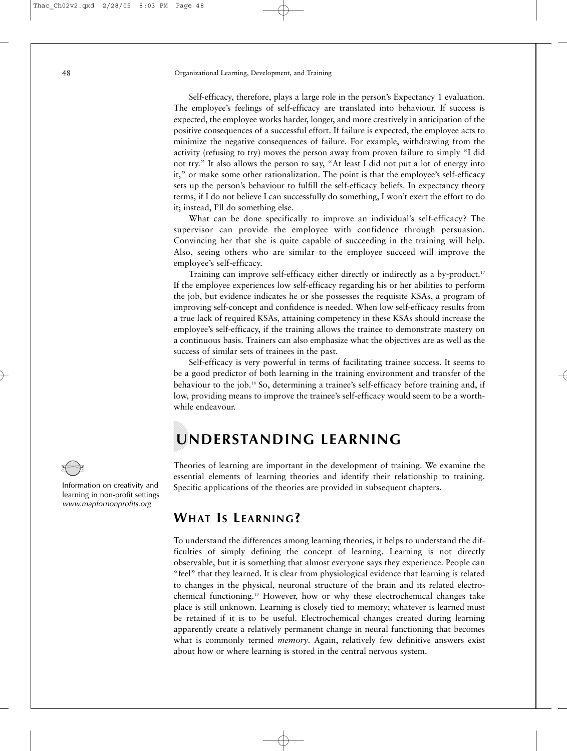Self-efficacy, therefore, plays a large role in the person's Expectancy 1 evaluation. The employee's feelings of self-efficacy are translated into behaviour. If success is expected, the employee works harder, longer, and more creatively in anticipation of the positive consequences of a successful effort. If failure is expected, the employee acts to minimize the negative consequences of failure. For example, withdrawing from the activity (refusing to try) moves the person away from proven failure to simply "I did not try." It also allows the person to say, "At least I did not put a lot of energy into it," or make some other rationalization. The point is that the employee's self-efficacy sets up the person's behaviour to fulfill the self-efficacy beliefs. In expectancy theory terms, if I do not believe I can successfully do something, I won't exert the effort to do it; instead, I'll do something else.

What can be done specifically to improve an individual's self-efficacy? The supervisor can provide the employee with confidence through persuasion. Convincing her that she is quite capable of succeeding in the training will help. Also, seeing others who are similar to the employee succeed will improve the employee's self-efficacy.

Training can improve self-efficacy either directly or indirectly as a by-product.[17] If the employee experiences low self-efficacy regarding his or her abilities to perform the job, but evidence indicates he or she possesses the requisite KSAs, a program of improving self-concept and confidence is needed. When low self-efficacy results from a true lack of required KSAs, attaining competency in these KSAs should increase the employee's self-efficacy, if the training allows the trainee to demonstrate mastery on a continuous basis. Trainers can also emphasize what the objectives are as well as the success of similar sets of trainees in the past.

Self-efficacy is very powerful in terms of facilitating trainee success. It seems to be a good predictor of both learning in the training environment and transfer of the behaviour to the job.[18] So, determining a trainee's self-efficacy before training and, if low, providing means to improve the trainee's self-efficacy would seem to be a worthwhile endeavour.

## UNDERSTANDING LEARNING

Information on creativity and learning in non-profit settings *www.mapfornonprofits.org*

Theories of learning are important in the development of training. We examine the essential elements of learning theories and identify their relationship to training. Specific applications of the theories are provided in subsequent chapters.

### WHAT IS LEARNING?

To understand the differences among learning theories, it helps to understand the difficulties of simply defining the concept of learning. Learning is not directly observable, but it is something that almost everyone says they experience. People can "feel" that they learned. It is clear from physiological evidence that learning is related to changes in the physical, neuronal structure of the brain and its related electrochemical functioning.[19] However, how or why these electrochemical changes take place is still unknown. Learning is closely tied to memory; whatever is learned must be retained if it is to be useful. Electrochemical changes created during learning apparently create a relatively permanent change in neural functioning that becomes what is commonly termed *memory*. Again, relatively few definitive answers exist about how or where learning is stored in the central nervous system.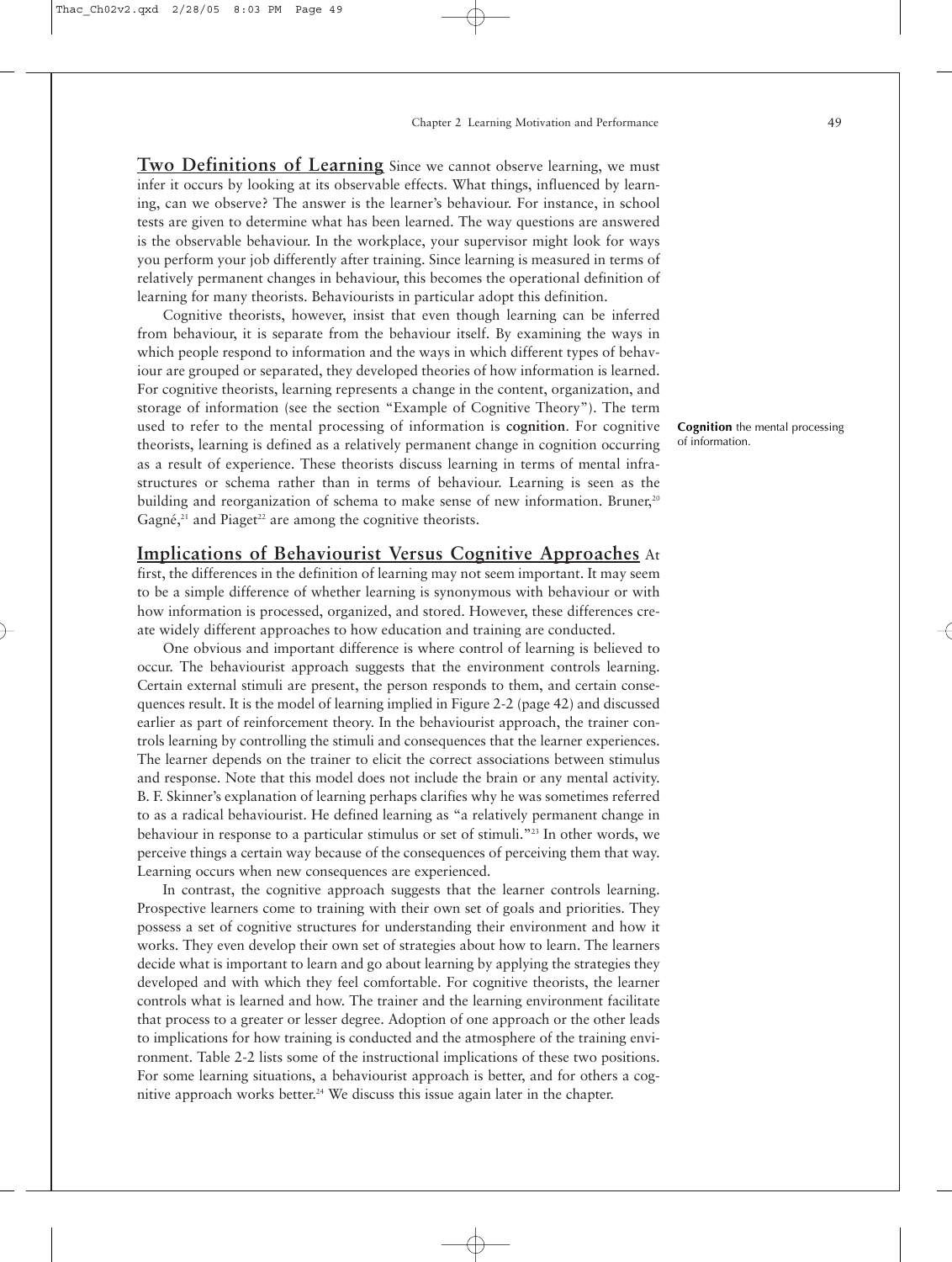**Two Definitions of Learning** Since we cannot observe learning, we must infer it occurs by looking at its observable effects. What things, influenced by learning, can we observe? The answer is the learner's behaviour. For instance, in school tests are given to determine what has been learned. The way questions are answered is the observable behaviour. In the workplace, your supervisor might look for ways you perform your job differently after training. Since learning is measured in terms of relatively permanent changes in behaviour, this becomes the operational definition of learning for many theorists. Behaviourists in particular adopt this definition.

Cognitive theorists, however, insist that even though learning can be inferred from behaviour, it is separate from the behaviour itself. By examining the ways in which people respond to information and the ways in which different types of behaviour are grouped or separated, they developed theories of how information is learned. For cognitive theorists, learning represents a change in the content, organization, and storage of information (see the section "Example of Cognitive Theory"). The term used to refer to the mental processing of information is **cognition**. For cognitive theorists, learning is defined as a relatively permanent change in cognition occurring as a result of experience. These theorists discuss learning in terms of mental infrastructures or schema rather than in terms of behaviour. Learning is seen as the building and reorganization of schema to make sense of new information. Bruner,[20] Gagné,[21] and Piaget[22] are among the cognitive theorists.

**Cognition** the mental processing of information.

**Implications of Behaviourist Versus Cognitive Approaches** At first, the differences in the definition of learning may not seem important. It may seem to be a simple difference of whether learning is synonymous with behaviour or with how information is processed, organized, and stored. However, these differences create widely different approaches to how education and training are conducted.

One obvious and important difference is where control of learning is believed to occur. The behaviourist approach suggests that the environment controls learning. Certain external stimuli are present, the person responds to them, and certain consequences result. It is the model of learning implied in Figure 2-2 (page 42) and discussed earlier as part of reinforcement theory. In the behaviourist approach, the trainer controls learning by controlling the stimuli and consequences that the learner experiences. The learner depends on the trainer to elicit the correct associations between stimulus and response. Note that this model does not include the brain or any mental activity. B. F. Skinner's explanation of learning perhaps clarifies why he was sometimes referred to as a radical behaviourist. He defined learning as "a relatively permanent change in behaviour in response to a particular stimulus or set of stimuli."[23] In other words, we perceive things a certain way because of the consequences of perceiving them that way. Learning occurs when new consequences are experienced.

In contrast, the cognitive approach suggests that the learner controls learning. Prospective learners come to training with their own set of goals and priorities. They possess a set of cognitive structures for understanding their environment and how it works. They even develop their own set of strategies about how to learn. The learners decide what is important to learn and go about learning by applying the strategies they developed and with which they feel comfortable. For cognitive theorists, the learner controls what is learned and how. The trainer and the learning environment facilitate that process to a greater or lesser degree. Adoption of one approach or the other leads to implications for how training is conducted and the atmosphere of the training environment. Table 2-2 lists some of the instructional implications of these two positions. For some learning situations, a behaviourist approach is better, and for others a cognitive approach works better.[24] We discuss this issue again later in the chapter.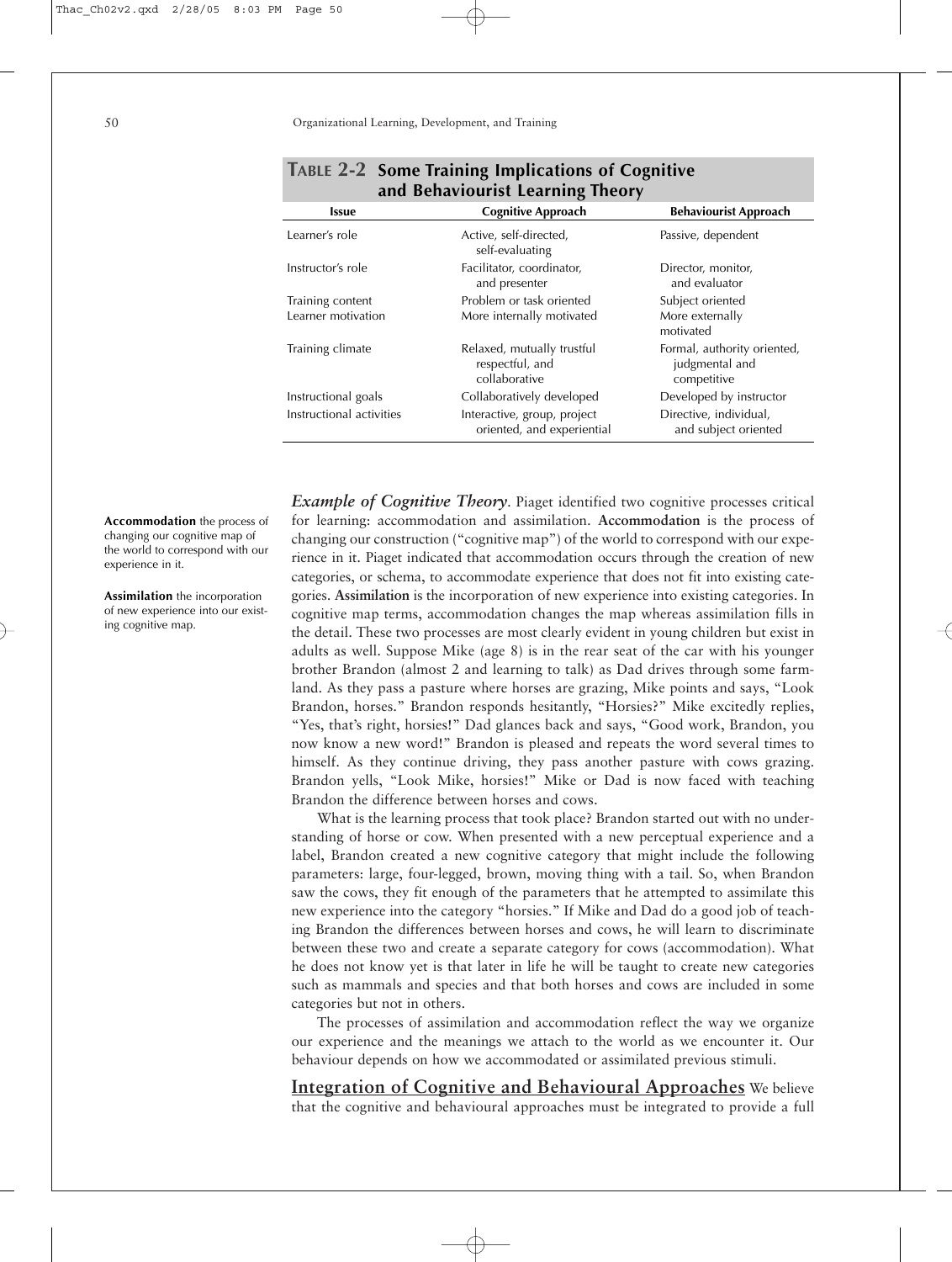**TABLE 2-2 Some Training Implications of Cognitive and Behaviourist Learning Theory**

| Issue | Cognitive Approach | Behaviourist Approach |
|---|---|---|
| Learner's role | Active, self-directed, self-evaluating | Passive, dependent |
| Instructor's role | Facilitator, coordinator, and presenter | Director, monitor, and evaluator |
| Training content | Problem or task oriented | Subject oriented |
| Learner motivation | More internally motivated | More externally motivated |
| Training climate | Relaxed, mutually trustful respectful, and collaborative | Formal, authority oriented, judgmental and competitive |
| Instructional goals | Collaboratively developed | Developed by instructor |
| Instructional activities | Interactive, group, project oriented, and experiential | Directive, individual, and subject oriented |

**Accommodation** the process of changing our cognitive map of the world to correspond with our experience in it.

**Assimilation** the incorporation of new experience into our existing cognitive map.

***Example of Cognitive Theory***. Piaget identified two cognitive processes critical for learning: accommodation and assimilation. **Accommodation** is the process of changing our construction ("cognitive map") of the world to correspond with our experience in it. Piaget indicated that accommodation occurs through the creation of new categories, or schema, to accommodate experience that does not fit into existing categories. **Assimilation** is the incorporation of new experience into existing categories. In cognitive map terms, accommodation changes the map whereas assimilation fills in the detail. These two processes are most clearly evident in young children but exist in adults as well. Suppose Mike (age 8) is in the rear seat of the car with his younger brother Brandon (almost 2 and learning to talk) as Dad drives through some farmland. As they pass a pasture where horses are grazing, Mike points and says, "Look Brandon, horses." Brandon responds hesitantly, "Horsies?" Mike excitedly replies, "Yes, that's right, horsies!" Dad glances back and says, "Good work, Brandon, you now know a new word!" Brandon is pleased and repeats the word several times to himself. As they continue driving, they pass another pasture with cows grazing. Brandon yells, "Look Mike, horsies!" Mike or Dad is now faced with teaching Brandon the difference between horses and cows.

What is the learning process that took place? Brandon started out with no understanding of horse or cow. When presented with a new perceptual experience and a label, Brandon created a new cognitive category that might include the following parameters: large, four-legged, brown, moving thing with a tail. So, when Brandon saw the cows, they fit enough of the parameters that he attempted to assimilate this new experience into the category "horsies." If Mike and Dad do a good job of teaching Brandon the differences between horses and cows, he will learn to discriminate between these two and create a separate category for cows (accommodation). What he does not know yet is that later in life he will be taught to create new categories such as mammals and species and that both horses and cows are included in some categories but not in others.

The processes of assimilation and accommodation reflect the way we organize our experience and the meanings we attach to the world as we encounter it. Our behaviour depends on how we accommodated or assimilated previous stimuli.

**Integration of Cognitive and Behavioural Approaches** We believe that the cognitive and behavioural approaches must be integrated to provide a full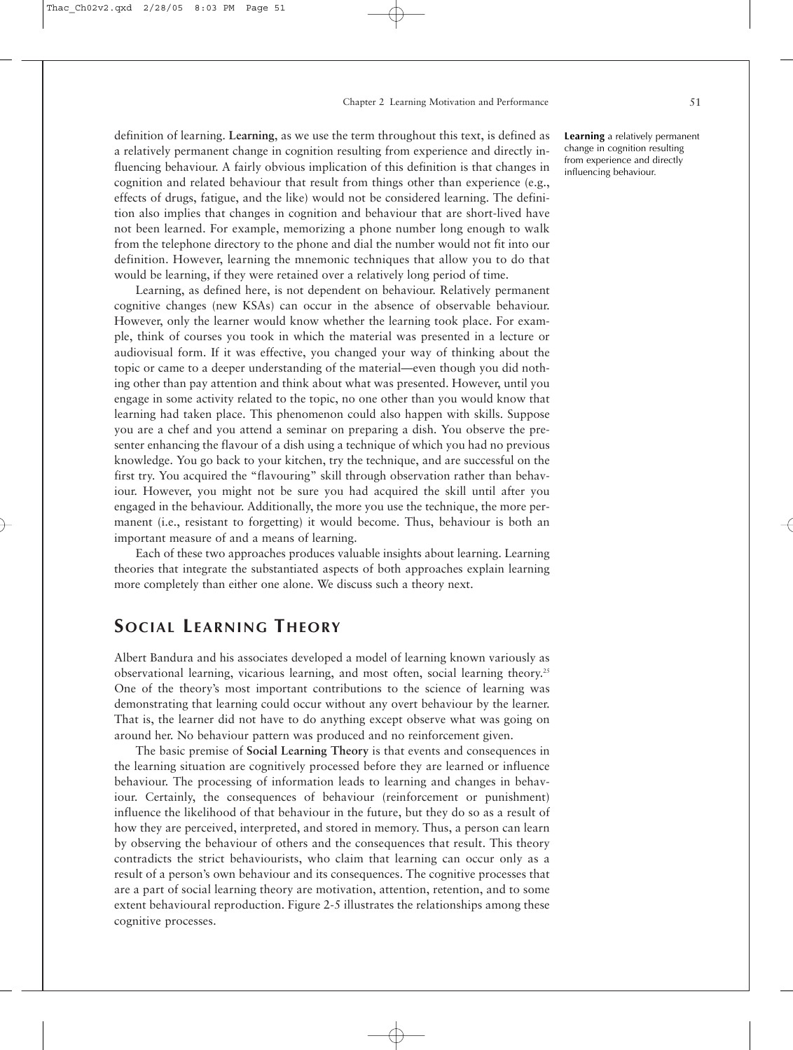definition of learning. **Learning**, as we use the term throughout this text, is defined as a relatively permanent change in cognition resulting from experience and directly influencing behaviour. A fairly obvious implication of this definition is that changes in cognition and related behaviour that result from things other than experience (e.g., effects of drugs, fatigue, and the like) would not be considered learning. The definition also implies that changes in cognition and behaviour that are short-lived have not been learned. For example, memorizing a phone number long enough to walk from the telephone directory to the phone and dial the number would not fit into our definition. However, learning the mnemonic techniques that allow you to do that would be learning, if they were retained over a relatively long period of time.

**Learning** a relatively permanent change in cognition resulting from experience and directly influencing behaviour.

Learning, as defined here, is not dependent on behaviour. Relatively permanent cognitive changes (new KSAs) can occur in the absence of observable behaviour. However, only the learner would know whether the learning took place. For example, think of courses you took in which the material was presented in a lecture or audiovisual form. If it was effective, you changed your way of thinking about the topic or came to a deeper understanding of the material—even though you did nothing other than pay attention and think about what was presented. However, until you engage in some activity related to the topic, no one other than you would know that learning had taken place. This phenomenon could also happen with skills. Suppose you are a chef and you attend a seminar on preparing a dish. You observe the presenter enhancing the flavour of a dish using a technique of which you had no previous knowledge. You go back to your kitchen, try the technique, and are successful on the first try. You acquired the "flavouring" skill through observation rather than behaviour. However, you might not be sure you had acquired the skill until after you engaged in the behaviour. Additionally, the more you use the technique, the more permanent (i.e., resistant to forgetting) it would become. Thus, behaviour is both an important measure of and a means of learning.

Each of these two approaches produces valuable insights about learning. Learning theories that integrate the substantiated aspects of both approaches explain learning more completely than either one alone. We discuss such a theory next.

## Social Learning Theory

Albert Bandura and his associates developed a model of learning known variously as observational learning, vicarious learning, and most often, social learning theory.[25] One of the theory's most important contributions to the science of learning was demonstrating that learning could occur without any overt behaviour by the learner. That is, the learner did not have to do anything except observe what was going on around her. No behaviour pattern was produced and no reinforcement given.

The basic premise of **Social Learning Theory** is that events and consequences in the learning situation are cognitively processed before they are learned or influence behaviour. The processing of information leads to learning and changes in behaviour. Certainly, the consequences of behaviour (reinforcement or punishment) influence the likelihood of that behaviour in the future, but they do so as a result of how they are perceived, interpreted, and stored in memory. Thus, a person can learn by observing the behaviour of others and the consequences that result. This theory contradicts the strict behaviourists, who claim that learning can occur only as a result of a person's own behaviour and its consequences. The cognitive processes that are a part of social learning theory are motivation, attention, retention, and to some extent behavioural reproduction. Figure 2-5 illustrates the relationships among these cognitive processes.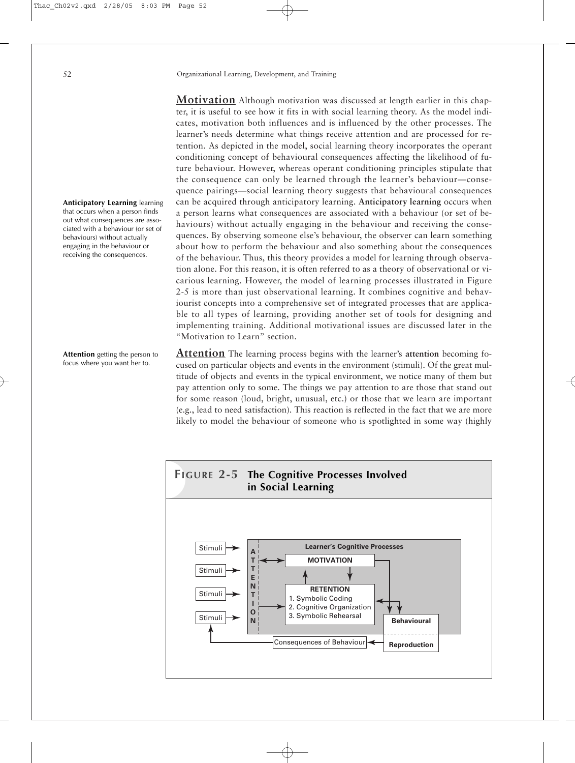**Motivation** Although motivation was discussed at length earlier in this chapter, it is useful to see how it fits in with social learning theory. As the model indicates, motivation both influences and is influenced by the other processes. The learner's needs determine what things receive attention and are processed for retention. As depicted in the model, social learning theory incorporates the operant conditioning concept of behavioural consequences affecting the likelihood of future behaviour. However, whereas operant conditioning principles stipulate that the consequence can only be learned through the learner's behaviour—consequence pairings—social learning theory suggests that behavioural consequences can be acquired through anticipatory learning. **Anticipatory learning** occurs when a person learns what consequences are associated with a behaviour (or set of behaviours) without actually engaging in the behaviour and receiving the consequences. By observing someone else's behaviour, the observer can learn something about how to perform the behaviour and also something about the consequences of the behaviour. Thus, this theory provides a model for learning through observation alone. For this reason, it is often referred to as a theory of observational or vicarious learning. However, the model of learning processes illustrated in Figure 2-5 is more than just observational learning. It combines cognitive and behaviourist concepts into a comprehensive set of integrated processes that are applicable to all types of learning, providing another set of tools for designing and implementing training. Additional motivational issues are discussed later in the "Motivation to Learn" section.

**Anticipatory Learning** learning that occurs when a person finds out what consequences are associated with a behaviour (or set of behaviours) without actually engaging in the behaviour or receiving the consequences.

**Attention** The learning process begins with the learner's **attention** becoming focused on particular objects and events in the environment (stimuli). Of the great multitude of objects and events in the typical environment, we notice many of them but pay attention only to some. The things we pay attention to are those that stand out for some reason (loud, bright, unusual, etc.) or those that we learn are important (e.g., lead to need satisfaction). This reaction is reflected in the fact that we are more likely to model the behaviour of someone who is spotlighted in some way (highly

**Attention** getting the person to focus where you want her to.

**FIGURE 2-5 The Cognitive Processes Involved in Social Learning**

Stimuli → ATTENTION → Learner's Cognitive Processes: MOTIVATION; RETENTION (1. Symbolic Coding, 2. Cognitive Organization, 3. Symbolic Rehearsal) → Behavioural Reproduction → Consequences of Behaviour → Stimuli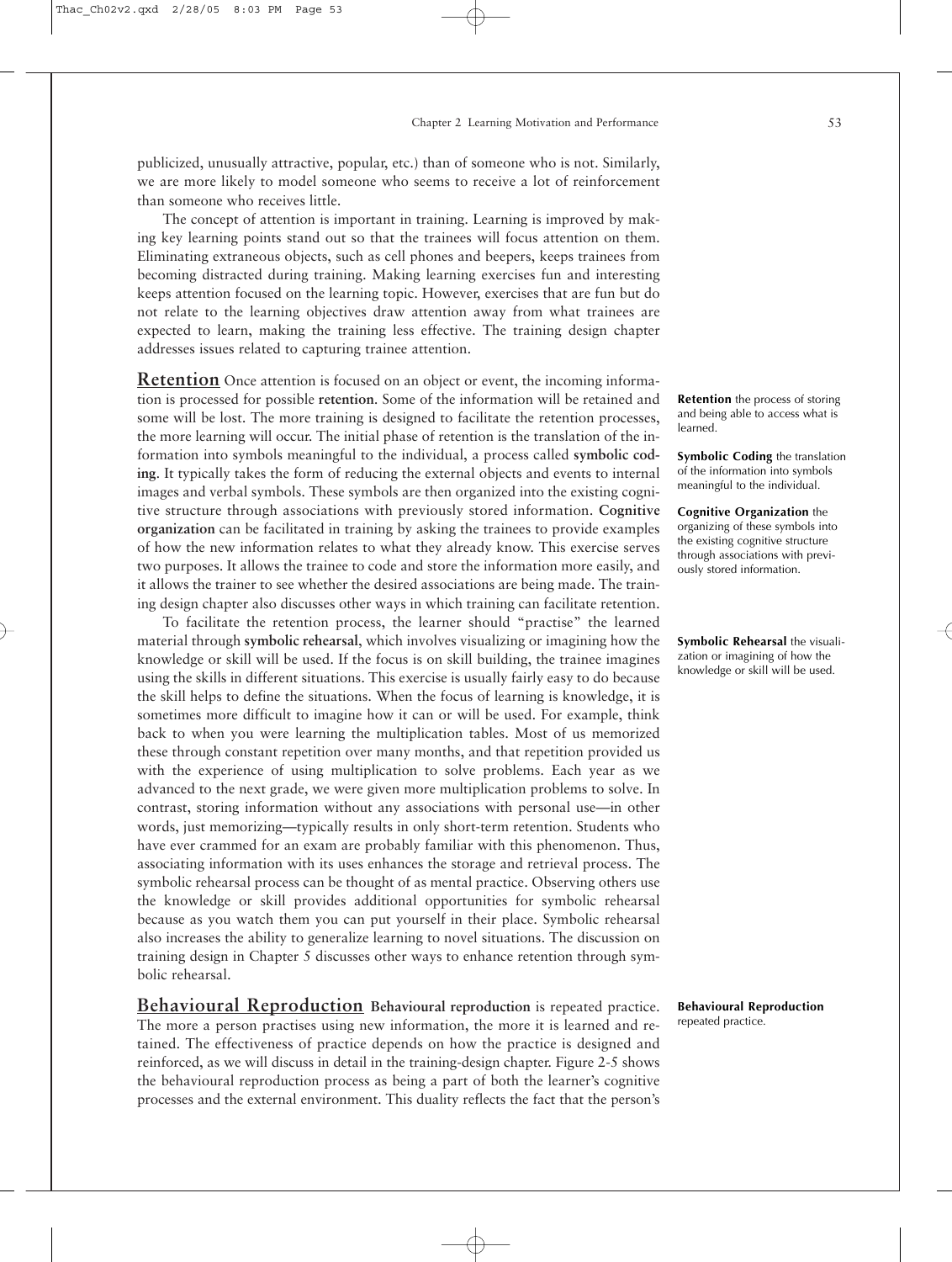publicized, unusually attractive, popular, etc.) than of someone who is not. Similarly, we are more likely to model someone who seems to receive a lot of reinforcement than someone who receives little.

The concept of attention is important in training. Learning is improved by making key learning points stand out so that the trainees will focus attention on them. Eliminating extraneous objects, such as cell phones and beepers, keeps trainees from becoming distracted during training. Making learning exercises fun and interesting keeps attention focused on the learning topic. However, exercises that are fun but do not relate to the learning objectives draw attention away from what trainees are expected to learn, making the training less effective. The training design chapter addresses issues related to capturing trainee attention.

**Retention** Once attention is focused on an object or event, the incoming information is processed for possible **retention**. Some of the information will be retained and some will be lost. The more training is designed to facilitate the retention processes, the more learning will occur. The initial phase of retention is the translation of the information into symbols meaningful to the individual, a process called **symbolic coding**. It typically takes the form of reducing the external objects and events to internal images and verbal symbols. These symbols are then organized into the existing cognitive structure through associations with previously stored information. **Cognitive organization** can be facilitated in training by asking the trainees to provide examples of how the new information relates to what they already know. This exercise serves two purposes. It allows the trainee to code and store the information more easily, and it allows the trainer to see whether the desired associations are being made. The training design chapter also discusses other ways in which training can facilitate retention.

> **Retention** the process of storing and being able to access what is learned.

> **Symbolic Coding** the translation of the information into symbols meaningful to the individual.

> **Cognitive Organization** the organizing of these symbols into the existing cognitive structure through associations with previously stored information.

To facilitate the retention process, the learner should "practise" the learned material through **symbolic rehearsal**, which involves visualizing or imagining how the knowledge or skill will be used. If the focus is on skill building, the trainee imagines using the skills in different situations. This exercise is usually fairly easy to do because the skill helps to define the situations. When the focus of learning is knowledge, it is sometimes more difficult to imagine how it can or will be used. For example, think back to when you were learning the multiplication tables. Most of us memorized these through constant repetition over many months, and that repetition provided us with the experience of using multiplication to solve problems. Each year as we advanced to the next grade, we were given more multiplication problems to solve. In contrast, storing information without any associations with personal use—in other words, just memorizing—typically results in only short-term retention. Students who have ever crammed for an exam are probably familiar with this phenomenon. Thus, associating information with its uses enhances the storage and retrieval process. The symbolic rehearsal process can be thought of as mental practice. Observing others use the knowledge or skill provides additional opportunities for symbolic rehearsal because as you watch them you can put yourself in their place. Symbolic rehearsal also increases the ability to generalize learning to novel situations. The discussion on training design in Chapter 5 discusses other ways to enhance retention through symbolic rehearsal.

> **Symbolic Rehearsal** the visualization or imagining of how the knowledge or skill will be used.

**Behavioural Reproduction** **Behavioural reproduction** is repeated practice. The more a person practises using new information, the more it is learned and retained. The effectiveness of practice depends on how the practice is designed and reinforced, as we will discuss in detail in the training-design chapter. Figure 2-5 shows the behavioural reproduction process as being a part of both the learner's cognitive processes and the external environment. This duality reflects the fact that the person's

> **Behavioural Reproduction** repeated practice.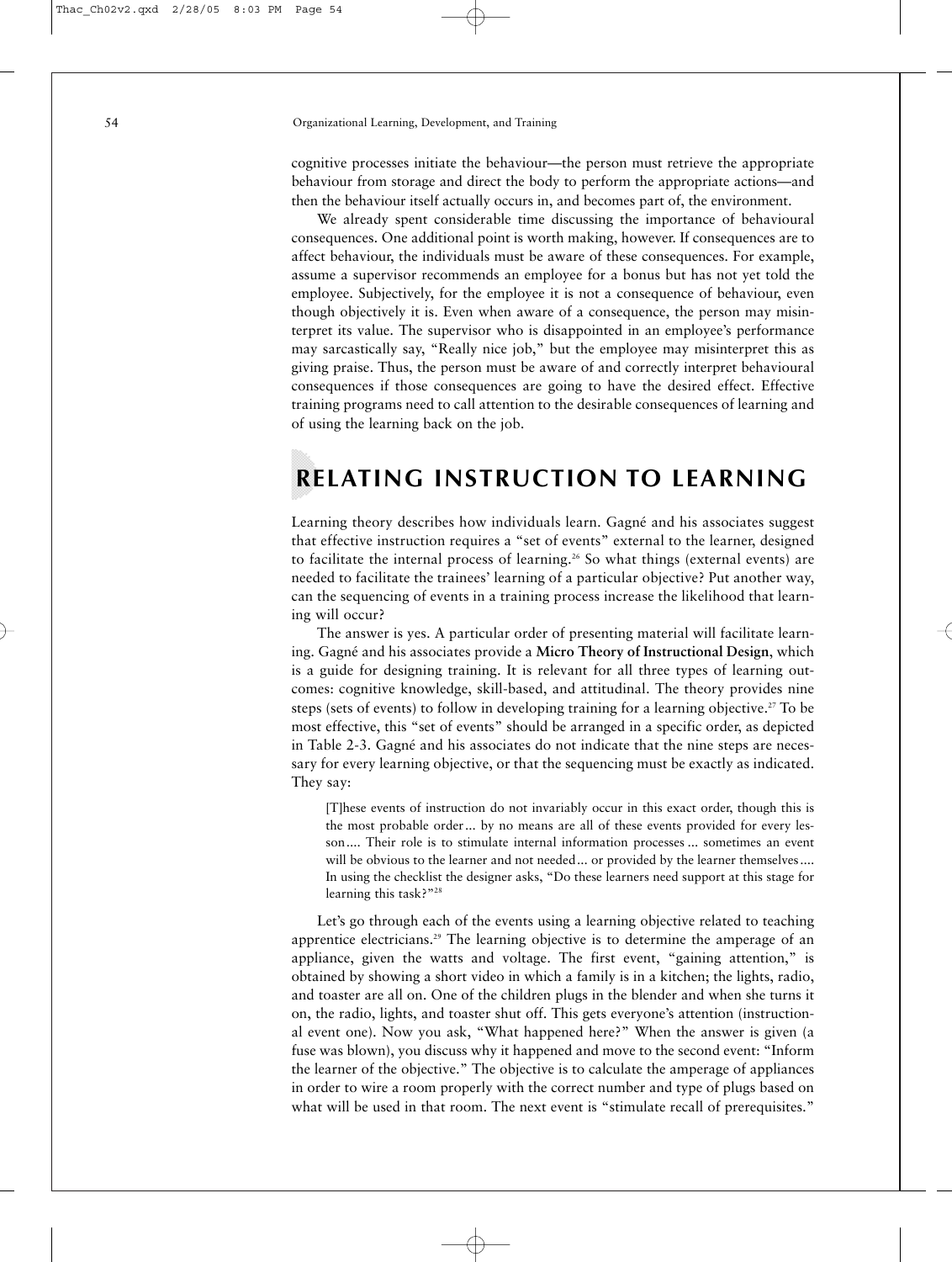cognitive processes initiate the behaviour—the person must retrieve the appropriate behaviour from storage and direct the body to perform the appropriate actions—and then the behaviour itself actually occurs in, and becomes part of, the environment.

We already spent considerable time discussing the importance of behavioural consequences. One additional point is worth making, however. If consequences are to affect behaviour, the individuals must be aware of these consequences. For example, assume a supervisor recommends an employee for a bonus but has not yet told the employee. Subjectively, for the employee it is not a consequence of behaviour, even though objectively it is. Even when aware of a consequence, the person may misinterpret its value. The supervisor who is disappointed in an employee's performance may sarcastically say, "Really nice job," but the employee may misinterpret this as giving praise. Thus, the person must be aware of and correctly interpret behavioural consequences if those consequences are going to have the desired effect. Effective training programs need to call attention to the desirable consequences of learning and of using the learning back on the job.

## RELATING INSTRUCTION TO LEARNING

Learning theory describes how individuals learn. Gagné and his associates suggest that effective instruction requires a "set of events" external to the learner, designed to facilitate the internal process of learning.[26] So what things (external events) are needed to facilitate the trainees' learning of a particular objective? Put another way, can the sequencing of events in a training process increase the likelihood that learning will occur?

The answer is yes. A particular order of presenting material will facilitate learning. Gagné and his associates provide a **Micro Theory of Instructional Design**, which is a guide for designing training. It is relevant for all three types of learning outcomes: cognitive knowledge, skill-based, and attitudinal. The theory provides nine steps (sets of events) to follow in developing training for a learning objective.[27] To be most effective, this "set of events" should be arranged in a specific order, as depicted in Table 2-3. Gagné and his associates do not indicate that the nine steps are necessary for every learning objective, or that the sequencing must be exactly as indicated. They say:

> [T]hese events of instruction do not invariably occur in this exact order, though this is the most probable order… by no means are all of these events provided for every lesson…. Their role is to stimulate internal information processes… sometimes an event will be obvious to the learner and not needed… or provided by the learner themselves…. In using the checklist the designer asks, "Do these learners need support at this stage for learning this task?"[28]

Let's go through each of the events using a learning objective related to teaching apprentice electricians.[29] The learning objective is to determine the amperage of an appliance, given the watts and voltage. The first event, "gaining attention," is obtained by showing a short video in which a family is in a kitchen; the lights, radio, and toaster are all on. One of the children plugs in the blender and when she turns it on, the radio, lights, and toaster shut off. This gets everyone's attention (instructional event one). Now you ask, "What happened here?" When the answer is given (a fuse was blown), you discuss why it happened and move to the second event: "Inform the learner of the objective." The objective is to calculate the amperage of appliances in order to wire a room properly with the correct number and type of plugs based on what will be used in that room. The next event is "stimulate recall of prerequisites."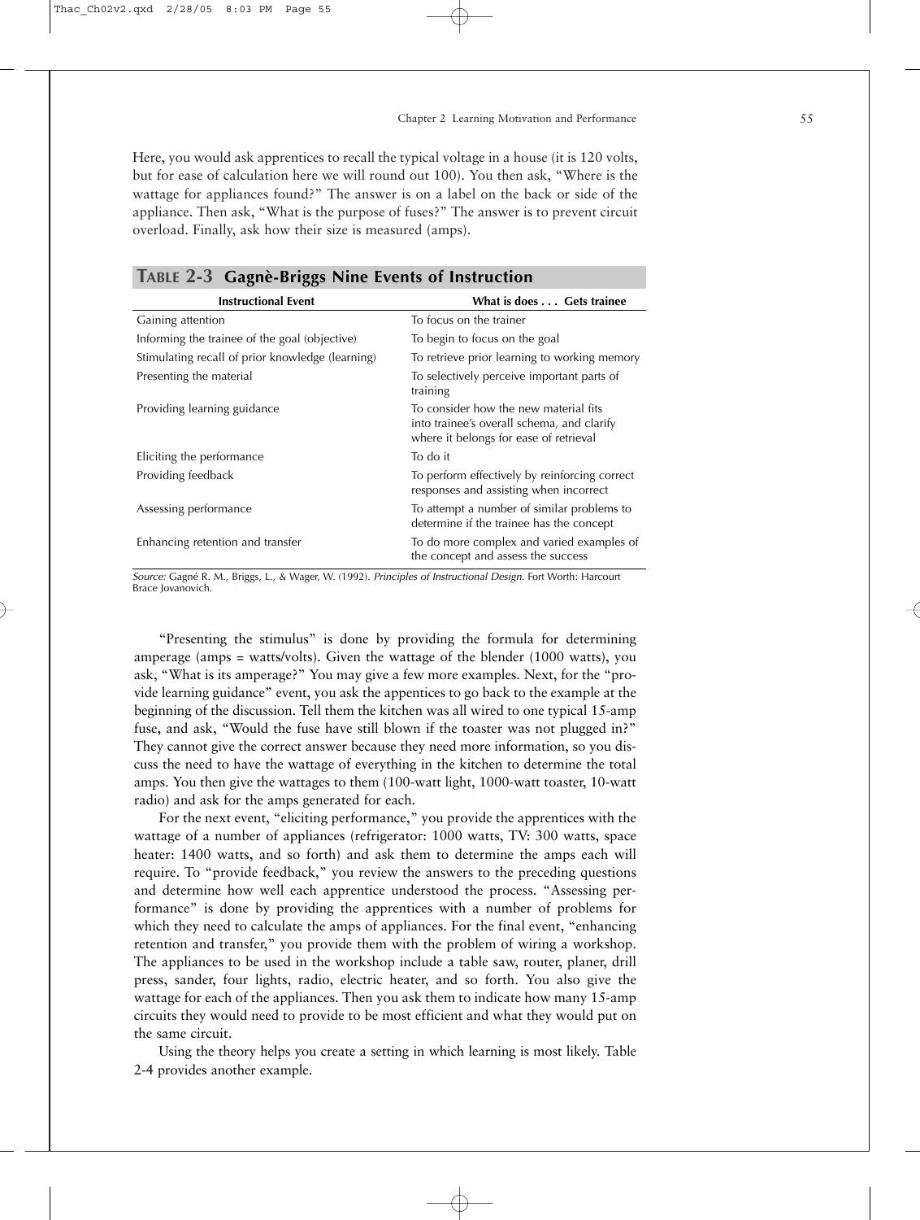Here, you would ask apprentices to recall the typical voltage in a house (it is 120 volts, but for ease of calculation here we will round out 100). You then ask, "Where is the wattage for appliances found?" The answer is on a label on the back or side of the appliance. Then ask, "What is the purpose of fuses?" The answer is to prevent circuit overload. Finally, ask how their size is measured (amps).

**TABLE 2-3 Gagnè-Briggs Nine Events of Instruction**

| Instructional Event | What is does . . . Gets trainee |
|---|---|
| Gaining attention | To focus on the trainer |
| Informing the trainee of the goal (objective) | To begin to focus on the goal |
| Stimulating recall of prior knowledge (learning) | To retrieve prior learning to working memory |
| Presenting the material | To selectively perceive important parts of training |
| Providing learning guidance | To consider how the new material fits into trainee's overall schema, and clarify where it belongs for ease of retrieval |
| Eliciting the performance | To do it |
| Providing feedback | To perform effectively by reinforcing correct responses and assisting when incorrect |
| Assessing performance | To attempt a number of similar problems to determine if the trainee has the concept |
| Enhancing retention and transfer | To do more complex and varied examples of the concept and assess the success |

*Source:* Gagné R. M., Briggs, L., & Wager, W. (1992). *Principles of Instructional Design.* Fort Worth: Harcourt Brace Jovanovich.

"Presenting the stimulus" is done by providing the formula for determining amperage (amps = watts/volts). Given the wattage of the blender (1000 watts), you ask, "What is its amperage?" You may give a few more examples. Next, for the "provide learning guidance" event, you ask the appentices to go back to the example at the beginning of the discussion. Tell them the kitchen was all wired to one typical 15-amp fuse, and ask, "Would the fuse have still blown if the toaster was not plugged in?" They cannot give the correct answer because they need more information, so you discuss the need to have the wattage of everything in the kitchen to determine the total amps. You then give the wattages to them (100-watt light, 1000-watt toaster, 10-watt radio) and ask for the amps generated for each.

For the next event, "eliciting performance," you provide the apprentices with the wattage of a number of appliances (refrigerator: 1000 watts, TV: 300 watts, space heater: 1400 watts, and so forth) and ask them to determine the amps each will require. To "provide feedback," you review the answers to the preceding questions and determine how well each apprentice understood the process. "Assessing performance" is done by providing the apprentices with a number of problems for which they need to calculate the amps of appliances. For the final event, "enhancing retention and transfer," you provide them with the problem of wiring a workshop. The appliances to be used in the workshop include a table saw, router, planer, drill press, sander, four lights, radio, electric heater, and so forth. You also give the wattage for each of the appliances. Then you ask them to indicate how many 15-amp circuits they would need to provide to be most efficient and what they would put on the same circuit.

Using the theory helps you create a setting in which learning is most likely. Table 2-4 provides another example.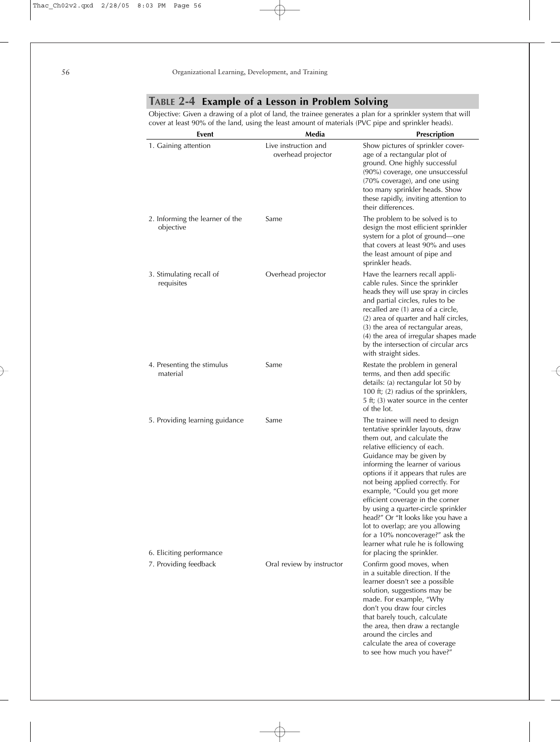## TABLE 2-4 Example of a Lesson in Problem Solving

Objective: Given a drawing of a plot of land, the trainee generates a plan for a sprinkler system that will cover at least 90% of the land, using the least amount of materials (PVC pipe and sprinkler heads).

| Event | Media | Prescription |
|---|---|---|
| 1. Gaining attention | Live instruction and overhead projector | Show pictures of sprinkler coverage of a rectangular plot of ground. One highly successful (90%) coverage, one unsuccessful (70% coverage), and one using too many sprinkler heads. Show these rapidly, inviting attention to their differences. |
| 2. Informing the learner of the objective | Same | The problem to be solved is to design the most efficient sprinkler system for a plot of ground—one that covers at least 90% and uses the least amount of pipe and sprinkler heads. |
| 3. Stimulating recall of requisites | Overhead projector | Have the learners recall applicable rules. Since the sprinkler heads they will use spray in circles and partial circles, rules to be recalled are (1) area of a circle, (2) area of quarter and half circles, (3) the area of rectangular areas, (4) the area of irregular shapes made by the intersection of circular arcs with straight sides. |
| 4. Presenting the stimulus material | Same | Restate the problem in general terms, and then add specific details: (a) rectangular lot 50 by 100 ft; (2) radius of the sprinklers, 5 ft; (3) water source in the center of the lot. |
| 5. Providing learning guidance | Same | The trainee will need to design tentative sprinkler layouts, draw them out, and calculate the relative efficiency of each. Guidance may be given by informing the learner of various options if it appears that rules are not being applied correctly. For example, "Could you get more efficient coverage in the corner by using a quarter-circle sprinkler head?" Or "It looks like you have a lot to overlap; are you allowing for a 10% noncoverage?" ask the learner what rule he is following for placing the sprinkler. |
| 6. Eliciting performance | | |
| 7. Providing feedback | Oral review by instructor | Confirm good moves, when in a suitable direction. If the learner doesn't see a possible solution, suggestions may be made. For example, "Why don't you draw four circles that barely touch, calculate the area, then draw a rectangle around the circles and calculate the area of coverage to see how much you have?" |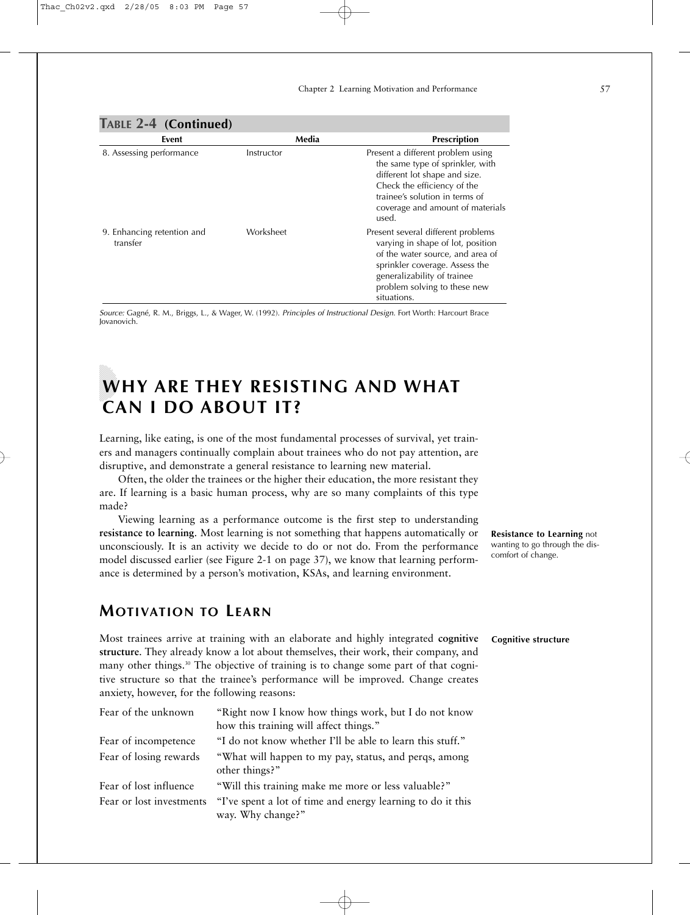**TABLE 2-4 (Continued)**

| Event | Media | Prescription |
|---|---|---|
| 8. Assessing performance | Instructor | Present a different problem using the same type of sprinkler, with different lot shape and size. Check the efficiency of the trainee's solution in terms of coverage and amount of materials used. |
| 9. Enhancing retention and transfer | Worksheet | Present several different problems varying in shape of lot, position of the water source, and area of sprinkler coverage. Assess the generalizability of trainee problem solving to these new situations. |

*Source:* Gagné, R. M., Briggs, L., & Wager, W. (1992). *Principles of Instructional Design.* Fort Worth: Harcourt Brace Jovanovich.

## WHY ARE THEY RESISTING AND WHAT CAN I DO ABOUT IT?

Learning, like eating, is one of the most fundamental processes of survival, yet trainers and managers continually complain about trainees who do not pay attention, are disruptive, and demonstrate a general resistance to learning new material.

Often, the older the trainees or the higher their education, the more resistant they are. If learning is a basic human process, why are so many complaints of this type made?

Viewing learning as a performance outcome is the first step to understanding **resistance to learning**. Most learning is not something that happens automatically or unconsciously. It is an activity we decide to do or not do. From the performance model discussed earlier (see Figure 2-1 on page 37), we know that learning performance is determined by a person's motivation, KSAs, and learning environment.

**Resistance to Learning** not wanting to go through the discomfort of change.

### MOTIVATION TO LEARN

Most trainees arrive at training with an elaborate and highly integrated **cognitive structure**. They already know a lot about themselves, their work, their company, and many other things.[30] The objective of training is to change some part of that cognitive structure so that the trainee's performance will be improved. Change creates anxiety, however, for the following reasons:

**Cognitive structure**

| | |
|---|---|
| Fear of the unknown | "Right now I know how things work, but I do not know how this training will affect things." |
| Fear of incompetence | "I do not know whether I'll be able to learn this stuff." |
| Fear of losing rewards | "What will happen to my pay, status, and perqs, among other things?" |
| Fear of lost influence | "Will this training make me more or less valuable?" |
| Fear or lost investments | "I've spent a lot of time and energy learning to do it this way. Why change?" |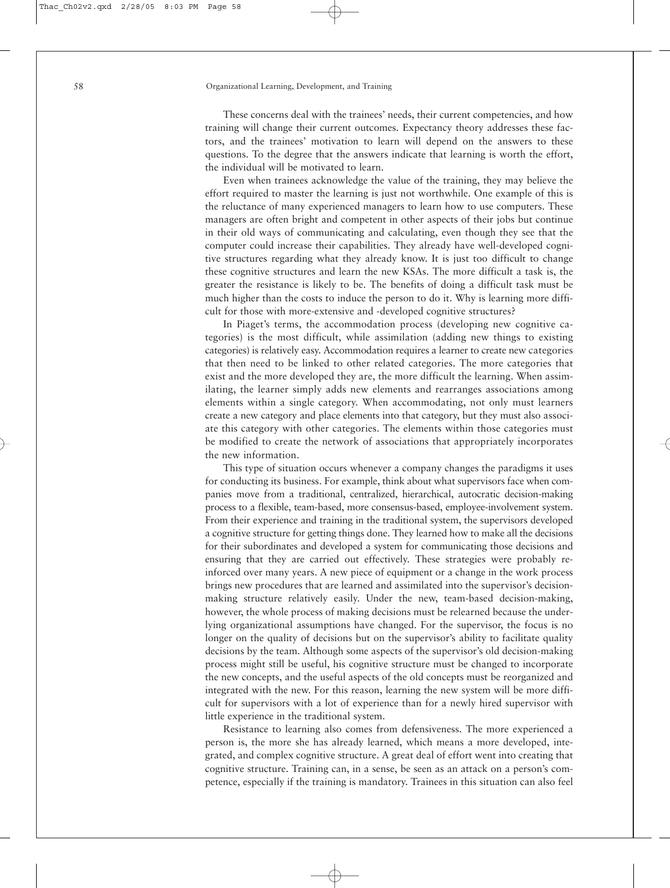These concerns deal with the trainees' needs, their current competencies, and how training will change their current outcomes. Expectancy theory addresses these factors, and the trainees' motivation to learn will depend on the answers to these questions. To the degree that the answers indicate that learning is worth the effort, the individual will be motivated to learn.

Even when trainees acknowledge the value of the training, they may believe the effort required to master the learning is just not worthwhile. One example of this is the reluctance of many experienced managers to learn how to use computers. These managers are often bright and competent in other aspects of their jobs but continue in their old ways of communicating and calculating, even though they see that the computer could increase their capabilities. They already have well-developed cognitive structures regarding what they already know. It is just too difficult to change these cognitive structures and learn the new KSAs. The more difficult a task is, the greater the resistance is likely to be. The benefits of doing a difficult task must be much higher than the costs to induce the person to do it. Why is learning more difficult for those with more-extensive and -developed cognitive structures?

In Piaget's terms, the accommodation process (developing new cognitive categories) is the most difficult, while assimilation (adding new things to existing categories) is relatively easy. Accommodation requires a learner to create new categories that then need to be linked to other related categories. The more categories that exist and the more developed they are, the more difficult the learning. When assimilating, the learner simply adds new elements and rearranges associations among elements within a single category. When accommodating, not only must learners create a new category and place elements into that category, but they must also associate this category with other categories. The elements within those categories must be modified to create the network of associations that appropriately incorporates the new information.

This type of situation occurs whenever a company changes the paradigms it uses for conducting its business. For example, think about what supervisors face when companies move from a traditional, centralized, hierarchical, autocratic decision-making process to a flexible, team-based, more consensus-based, employee-involvement system. From their experience and training in the traditional system, the supervisors developed a cognitive structure for getting things done. They learned how to make all the decisions for their subordinates and developed a system for communicating those decisions and ensuring that they are carried out effectively. These strategies were probably reinforced over many years. A new piece of equipment or a change in the work process brings new procedures that are learned and assimilated into the supervisor's decision-making structure relatively easily. Under the new, team-based decision-making, however, the whole process of making decisions must be relearned because the underlying organizational assumptions have changed. For the supervisor, the focus is no longer on the quality of decisions but on the supervisor's ability to facilitate quality decisions by the team. Although some aspects of the supervisor's old decision-making process might still be useful, his cognitive structure must be changed to incorporate the new concepts, and the useful aspects of the old concepts must be reorganized and integrated with the new. For this reason, learning the new system will be more difficult for supervisors with a lot of experience than for a newly hired supervisor with little experience in the traditional system.

Resistance to learning also comes from defensiveness. The more experienced a person is, the more she has already learned, which means a more developed, integrated, and complex cognitive structure. A great deal of effort went into creating that cognitive structure. Training can, in a sense, be seen as an attack on a person's competence, especially if the training is mandatory. Trainees in this situation can also feel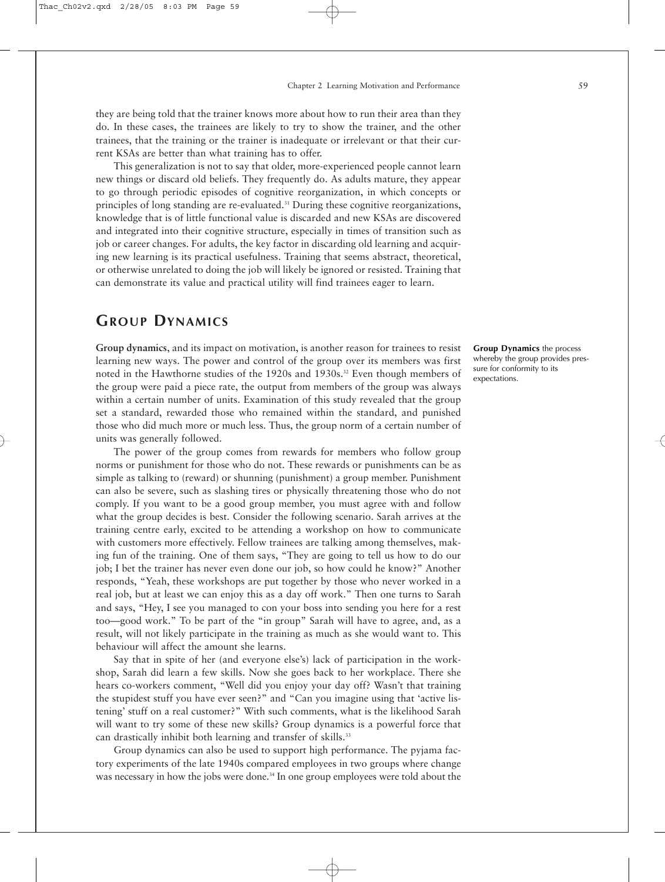they are being told that the trainer knows more about how to run their area than they do. In these cases, the trainees are likely to try to show the trainer, and the other trainees, that the training or the trainer is inadequate or irrelevant or that their current KSAs are better than what training has to offer.

This generalization is not to say that older, more-experienced people cannot learn new things or discard old beliefs. They frequently do. As adults mature, they appear to go through periodic episodes of cognitive reorganization, in which concepts or principles of long standing are re-evaluated.[31] During these cognitive reorganizations, knowledge that is of little functional value is discarded and new KSAs are discovered and integrated into their cognitive structure, especially in times of transition such as job or career changes. For adults, the key factor in discarding old learning and acquiring new learning is its practical usefulness. Training that seems abstract, theoretical, or otherwise unrelated to doing the job will likely be ignored or resisted. Training that can demonstrate its value and practical utility will find trainees eager to learn.

## Group Dynamics

**Group Dynamics** the process whereby the group provides pressure for conformity to its expectations.

**Group dynamics**, and its impact on motivation, is another reason for trainees to resist learning new ways. The power and control of the group over its members was first noted in the Hawthorne studies of the 1920s and 1930s.[32] Even though members of the group were paid a piece rate, the output from members of the group was always within a certain number of units. Examination of this study revealed that the group set a standard, rewarded those who remained within the standard, and punished those who did much more or much less. Thus, the group norm of a certain number of units was generally followed.

The power of the group comes from rewards for members who follow group norms or punishment for those who do not. These rewards or punishments can be as simple as talking to (reward) or shunning (punishment) a group member. Punishment can also be severe, such as slashing tires or physically threatening those who do not comply. If you want to be a good group member, you must agree with and follow what the group decides is best. Consider the following scenario. Sarah arrives at the training centre early, excited to be attending a workshop on how to communicate with customers more effectively. Fellow trainees are talking among themselves, making fun of the training. One of them says, "They are going to tell us how to do our job; I bet the trainer has never even done our job, so how could he know?" Another responds, "Yeah, these workshops are put together by those who never worked in a real job, but at least we can enjoy this as a day off work." Then one turns to Sarah and says, "Hey, I see you managed to con your boss into sending you here for a rest too—good work." To be part of the "in group" Sarah will have to agree, and, as a result, will not likely participate in the training as much as she would want to. This behaviour will affect the amount she learns.

Say that in spite of her (and everyone else's) lack of participation in the workshop, Sarah did learn a few skills. Now she goes back to her workplace. There she hears co-workers comment, "Well did you enjoy your day off? Wasn't that training the stupidest stuff you have ever seen?" and "Can you imagine using that 'active listening' stuff on a real customer?" With such comments, what is the likelihood Sarah will want to try some of these new skills? Group dynamics is a powerful force that can drastically inhibit both learning and transfer of skills.[33]

Group dynamics can also be used to support high performance. The pyjama factory experiments of the late 1940s compared employees in two groups where change was necessary in how the jobs were done.[34] In one group employees were told about the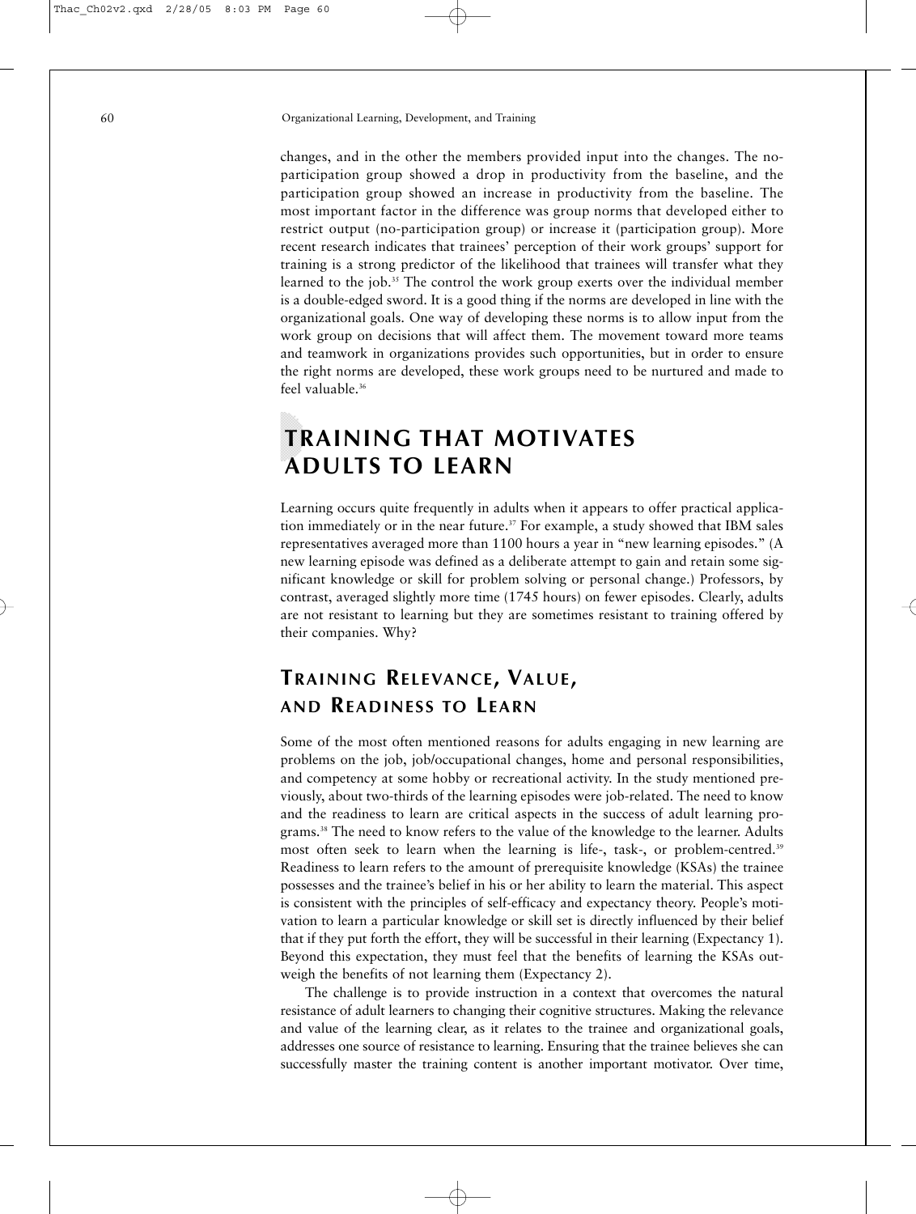changes, and in the other the members provided input into the changes. The no-participation group showed a drop in productivity from the baseline, and the participation group showed an increase in productivity from the baseline. The most important factor in the difference was group norms that developed either to restrict output (no-participation group) or increase it (participation group). More recent research indicates that trainees' perception of their work groups' support for training is a strong predictor of the likelihood that trainees will transfer what they learned to the job.[35] The control the work group exerts over the individual member is a double-edged sword. It is a good thing if the norms are developed in line with the organizational goals. One way of developing these norms is to allow input from the work group on decisions that will affect them. The movement toward more teams and teamwork in organizations provides such opportunities, but in order to ensure the right norms are developed, these work groups need to be nurtured and made to feel valuable.[36]

## TRAINING THAT MOTIVATES ADULTS TO LEARN

Learning occurs quite frequently in adults when it appears to offer practical application immediately or in the near future.[37] For example, a study showed that IBM sales representatives averaged more than 1100 hours a year in "new learning episodes." (A new learning episode was defined as a deliberate attempt to gain and retain some significant knowledge or skill for problem solving or personal change.) Professors, by contrast, averaged slightly more time (1745 hours) on fewer episodes. Clearly, adults are not resistant to learning but they are sometimes resistant to training offered by their companies. Why?

### TRAINING RELEVANCE, VALUE, AND READINESS TO LEARN

Some of the most often mentioned reasons for adults engaging in new learning are problems on the job, job/occupational changes, home and personal responsibilities, and competency at some hobby or recreational activity. In the study mentioned previously, about two-thirds of the learning episodes were job-related. The need to know and the readiness to learn are critical aspects in the success of adult learning programs.[38] The need to know refers to the value of the knowledge to the learner. Adults most often seek to learn when the learning is life-, task-, or problem-centred.[39] Readiness to learn refers to the amount of prerequisite knowledge (KSAs) the trainee possesses and the trainee's belief in his or her ability to learn the material. This aspect is consistent with the principles of self-efficacy and expectancy theory. People's motivation to learn a particular knowledge or skill set is directly influenced by their belief that if they put forth the effort, they will be successful in their learning (Expectancy 1). Beyond this expectation, they must feel that the benefits of learning the KSAs outweigh the benefits of not learning them (Expectancy 2).

The challenge is to provide instruction in a context that overcomes the natural resistance of adult learners to changing their cognitive structures. Making the relevance and value of the learning clear, as it relates to the trainee and organizational goals, addresses one source of resistance to learning. Ensuring that the trainee believes she can successfully master the training content is another important motivator. Over time,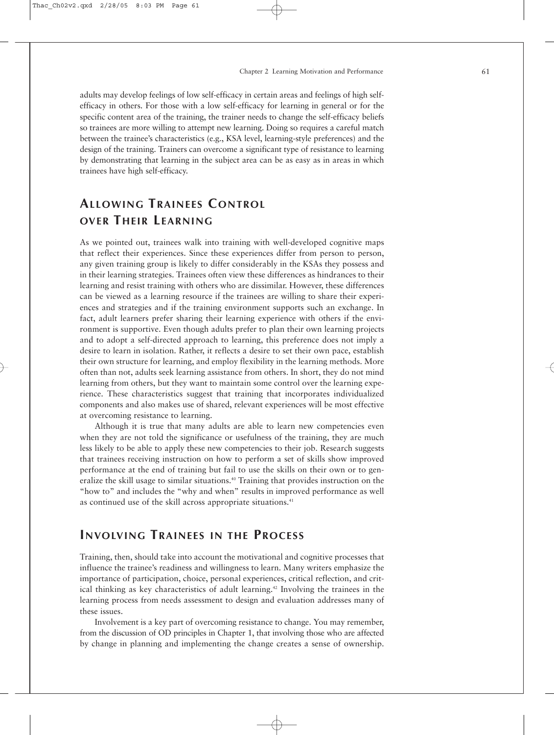adults may develop feelings of low self-efficacy in certain areas and feelings of high self-efficacy in others. For those with a low self-efficacy for learning in general or for the specific content area of the training, the trainer needs to change the self-efficacy beliefs so trainees are more willing to attempt new learning. Doing so requires a careful match between the trainee's characteristics (e.g., KSA level, learning-style preferences) and the design of the training. Trainers can overcome a significant type of resistance to learning by demonstrating that learning in the subject area can be as easy as in areas in which trainees have high self-efficacy.

## Allowing Trainees Control over Their Learning

As we pointed out, trainees walk into training with well-developed cognitive maps that reflect their experiences. Since these experiences differ from person to person, any given training group is likely to differ considerably in the KSAs they possess and in their learning strategies. Trainees often view these differences as hindrances to their learning and resist training with others who are dissimilar. However, these differences can be viewed as a learning resource if the trainees are willing to share their experiences and strategies and if the training environment supports such an exchange. In fact, adult learners prefer sharing their learning experience with others if the environment is supportive. Even though adults prefer to plan their own learning projects and to adopt a self-directed approach to learning, this preference does not imply a desire to learn in isolation. Rather, it reflects a desire to set their own pace, establish their own structure for learning, and employ flexibility in the learning methods. More often than not, adults seek learning assistance from others. In short, they do not mind learning from others, but they want to maintain some control over the learning experience. These characteristics suggest that training that incorporates individualized components and also makes use of shared, relevant experiences will be most effective at overcoming resistance to learning.

Although it is true that many adults are able to learn new competencies even when they are not told the significance or usefulness of the training, they are much less likely to be able to apply these new competencies to their job. Research suggests that trainees receiving instruction on how to perform a set of skills show improved performance at the end of training but fail to use the skills on their own or to generalize the skill usage to similar situations.[40] Training that provides instruction on the "how to" and includes the "why and when" results in improved performance as well as continued use of the skill across appropriate situations.[41]

## Involving Trainees in the Process

Training, then, should take into account the motivational and cognitive processes that influence the trainee's readiness and willingness to learn. Many writers emphasize the importance of participation, choice, personal experiences, critical reflection, and critical thinking as key characteristics of adult learning.[42] Involving the trainees in the learning process from needs assessment to design and evaluation addresses many of these issues.

Involvement is a key part of overcoming resistance to change. You may remember, from the discussion of OD principles in Chapter 1, that involving those who are affected by change in planning and implementing the change creates a sense of ownership.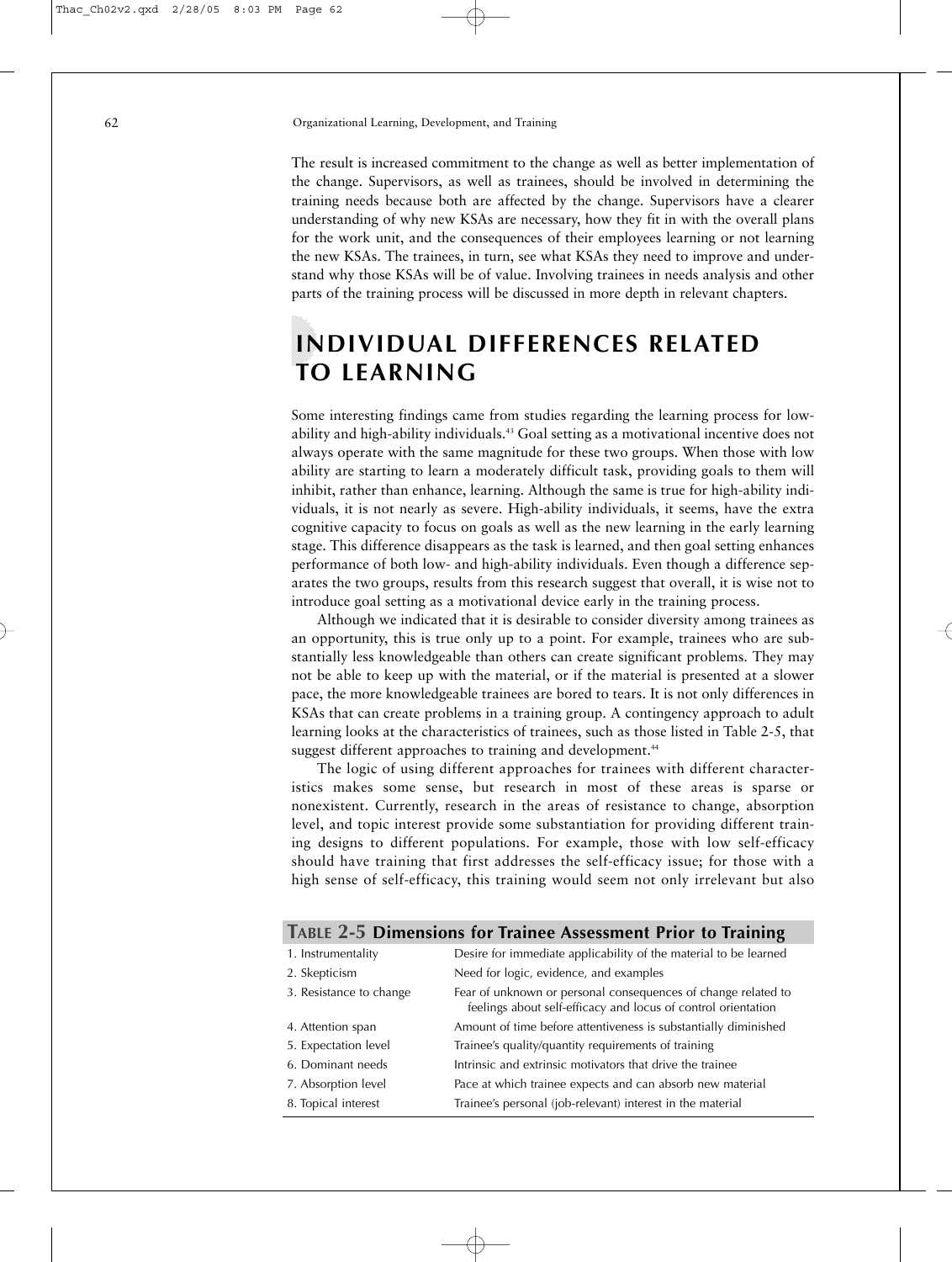The result is increased commitment to the change as well as better implementation of the change. Supervisors, as well as trainees, should be involved in determining the training needs because both are affected by the change. Supervisors have a clearer understanding of why new KSAs are necessary, how they fit in with the overall plans for the work unit, and the consequences of their employees learning or not learning the new KSAs. The trainees, in turn, see what KSAs they need to improve and understand why those KSAs will be of value. Involving trainees in needs analysis and other parts of the training process will be discussed in more depth in relevant chapters.

## INDIVIDUAL DIFFERENCES RELATED TO LEARNING

Some interesting findings came from studies regarding the learning process for low-ability and high-ability individuals.[43] Goal setting as a motivational incentive does not always operate with the same magnitude for these two groups. When those with low ability are starting to learn a moderately difficult task, providing goals to them will inhibit, rather than enhance, learning. Although the same is true for high-ability individuals, it is not nearly as severe. High-ability individuals, it seems, have the extra cognitive capacity to focus on goals as well as the new learning in the early learning stage. This difference disappears as the task is learned, and then goal setting enhances performance of both low- and high-ability individuals. Even though a difference separates the two groups, results from this research suggest that overall, it is wise not to introduce goal setting as a motivational device early in the training process.

Although we indicated that it is desirable to consider diversity among trainees as an opportunity, this is true only up to a point. For example, trainees who are substantially less knowledgeable than others can create significant problems. They may not be able to keep up with the material, or if the material is presented at a slower pace, the more knowledgeable trainees are bored to tears. It is not only differences in KSAs that can create problems in a training group. A contingency approach to adult learning looks at the characteristics of trainees, such as those listed in Table 2-5, that suggest different approaches to training and development.[44]

The logic of using different approaches for trainees with different characteristics makes some sense, but research in most of these areas is sparse or nonexistent. Currently, research in the areas of resistance to change, absorption level, and topic interest provide some substantiation for providing different training designs to different populations. For example, those with low self-efficacy should have training that first addresses the self-efficacy issue; for those with a high sense of self-efficacy, this training would seem not only irrelevant but also

**TABLE 2-5 Dimensions for Trainee Assessment Prior to Training**

| | |
|---|---|
| 1. Instrumentality | Desire for immediate applicability of the material to be learned |
| 2. Skepticism | Need for logic, evidence, and examples |
| 3. Resistance to change | Fear of unknown or personal consequences of change related to feelings about self-efficacy and locus of control orientation |
| 4. Attention span | Amount of time before attentiveness is substantially diminished |
| 5. Expectation level | Trainee's quality/quantity requirements of training |
| 6. Dominant needs | Intrinsic and extrinsic motivators that drive the trainee |
| 7. Absorption level | Pace at which trainee expects and can absorb new material |
| 8. Topical interest | Trainee's personal (job-relevant) interest in the material |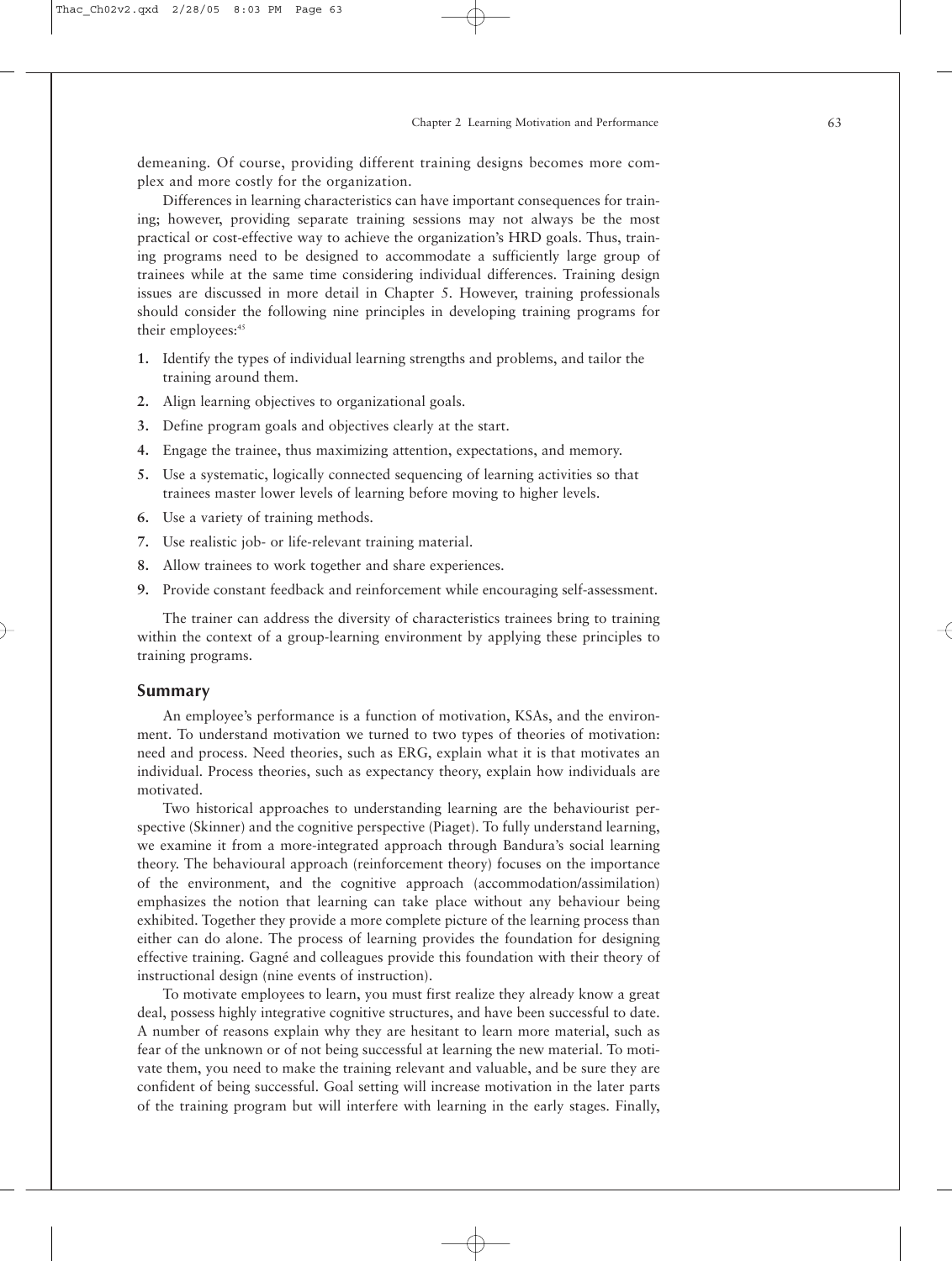demeaning. Of course, providing different training designs becomes more complex and more costly for the organization.

Differences in learning characteristics can have important consequences for training; however, providing separate training sessions may not always be the most practical or cost-effective way to achieve the organization's HRD goals. Thus, training programs need to be designed to accommodate a sufficiently large group of trainees while at the same time considering individual differences. Training design issues are discussed in more detail in Chapter 5. However, training professionals should consider the following nine principles in developing training programs for their employees:[45]

1. Identify the types of individual learning strengths and problems, and tailor the training around them.
2. Align learning objectives to organizational goals.
3. Define program goals and objectives clearly at the start.
4. Engage the trainee, thus maximizing attention, expectations, and memory.
5. Use a systematic, logically connected sequencing of learning activities so that trainees master lower levels of learning before moving to higher levels.
6. Use a variety of training methods.
7. Use realistic job- or life-relevant training material.
8. Allow trainees to work together and share experiences.
9. Provide constant feedback and reinforcement while encouraging self-assessment.

The trainer can address the diversity of characteristics trainees bring to training within the context of a group-learning environment by applying these principles to training programs.

## Summary

An employee's performance is a function of motivation, KSAs, and the environment. To understand motivation we turned to two types of theories of motivation: need and process. Need theories, such as ERG, explain what it is that motivates an individual. Process theories, such as expectancy theory, explain how individuals are motivated.

Two historical approaches to understanding learning are the behaviourist perspective (Skinner) and the cognitive perspective (Piaget). To fully understand learning, we examine it from a more-integrated approach through Bandura's social learning theory. The behavioural approach (reinforcement theory) focuses on the importance of the environment, and the cognitive approach (accommodation/assimilation) emphasizes the notion that learning can take place without any behaviour being exhibited. Together they provide a more complete picture of the learning process than either can do alone. The process of learning provides the foundation for designing effective training. Gagné and colleagues provide this foundation with their theory of instructional design (nine events of instruction).

To motivate employees to learn, you must first realize they already know a great deal, possess highly integrative cognitive structures, and have been successful to date. A number of reasons explain why they are hesitant to learn more material, such as fear of the unknown or of not being successful at learning the new material. To motivate them, you need to make the training relevant and valuable, and be sure they are confident of being successful. Goal setting will increase motivation in the later parts of the training program but will interfere with learning in the early stages. Finally,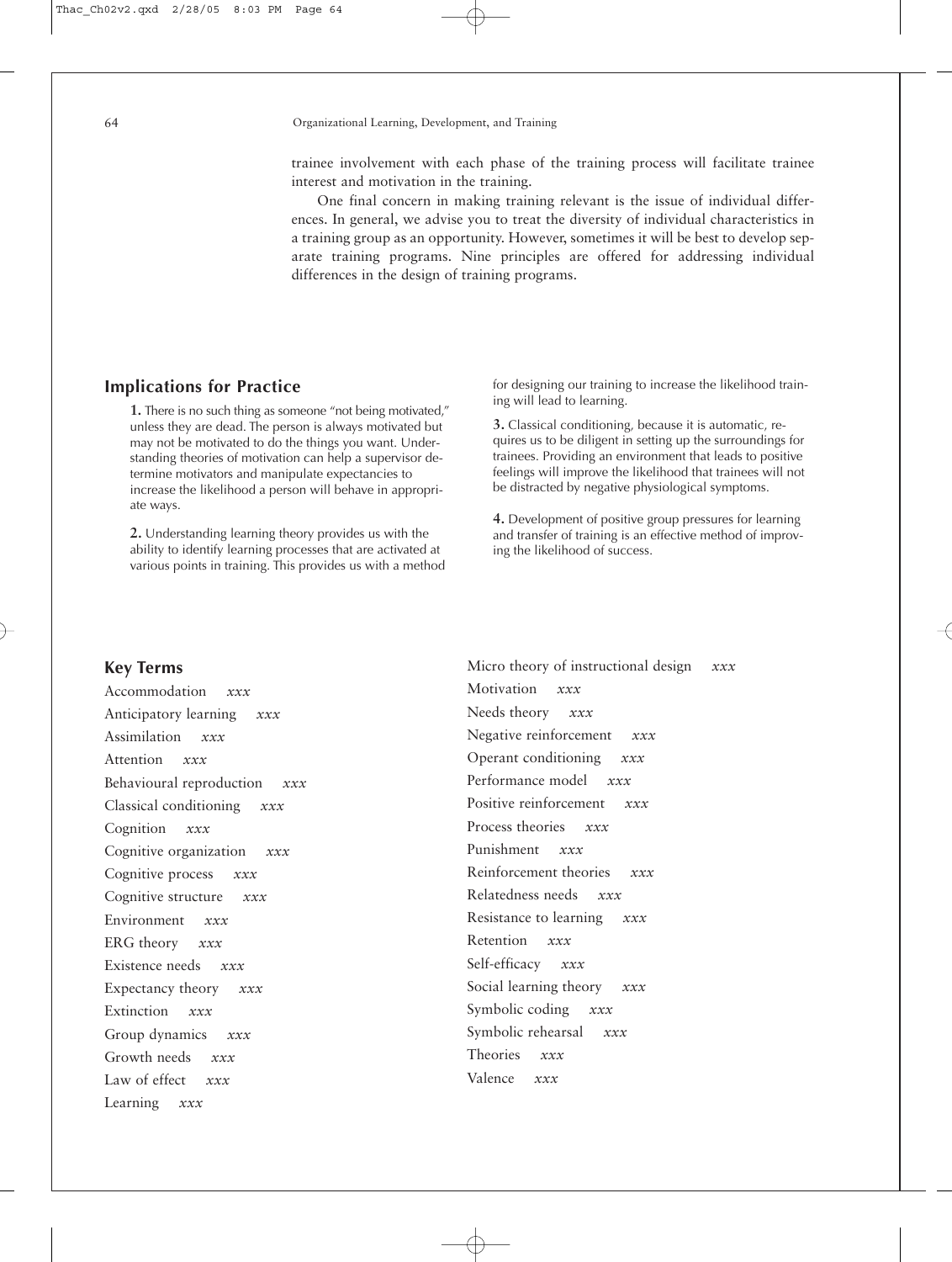trainee involvement with each phase of the training process will facilitate trainee interest and motivation in the training.

One final concern in making training relevant is the issue of individual differences. In general, we advise you to treat the diversity of individual characteristics in a training group as an opportunity. However, sometimes it will be best to develop separate training programs. Nine principles are offered for addressing individual differences in the design of training programs.

## Implications for Practice

**1.** There is no such thing as someone "not being motivated," unless they are dead. The person is always motivated but may not be motivated to do the things you want. Understanding theories of motivation can help a supervisor determine motivators and manipulate expectancies to increase the likelihood a person will behave in appropriate ways.

**2.** Understanding learning theory provides us with the ability to identify learning processes that are activated at various points in training. This provides us with a method for designing our training to increase the likelihood training will lead to learning.

**3.** Classical conditioning, because it is automatic, requires us to be diligent in setting up the surroundings for trainees. Providing an environment that leads to positive feelings will improve the likelihood that trainees will not be distracted by negative physiological symptoms.

**4.** Development of positive group pressures for learning and transfer of training is an effective method of improving the likelihood of success.

## Key Terms

Accommodation *xxx*
Anticipatory learning *xxx*
Assimilation *xxx*
Attention *xxx*
Behavioural reproduction *xxx*
Classical conditioning *xxx*
Cognition *xxx*
Cognitive organization *xxx*
Cognitive process *xxx*
Cognitive structure *xxx*
Environment *xxx*
ERG theory *xxx*
Existence needs *xxx*
Expectancy theory *xxx*
Extinction *xxx*
Group dynamics *xxx*
Growth needs *xxx*
Law of effect *xxx*
Learning *xxx*
Micro theory of instructional design *xxx*
Motivation *xxx*
Needs theory *xxx*
Negative reinforcement *xxx*
Operant conditioning *xxx*
Performance model *xxx*
Positive reinforcement *xxx*
Process theories *xxx*
Punishment *xxx*
Reinforcement theories *xxx*
Relatedness needs *xxx*
Resistance to learning *xxx*
Retention *xxx*
Self-efficacy *xxx*
Social learning theory *xxx*
Symbolic coding *xxx*
Symbolic rehearsal *xxx*
Theories *xxx*
Valence *xxx*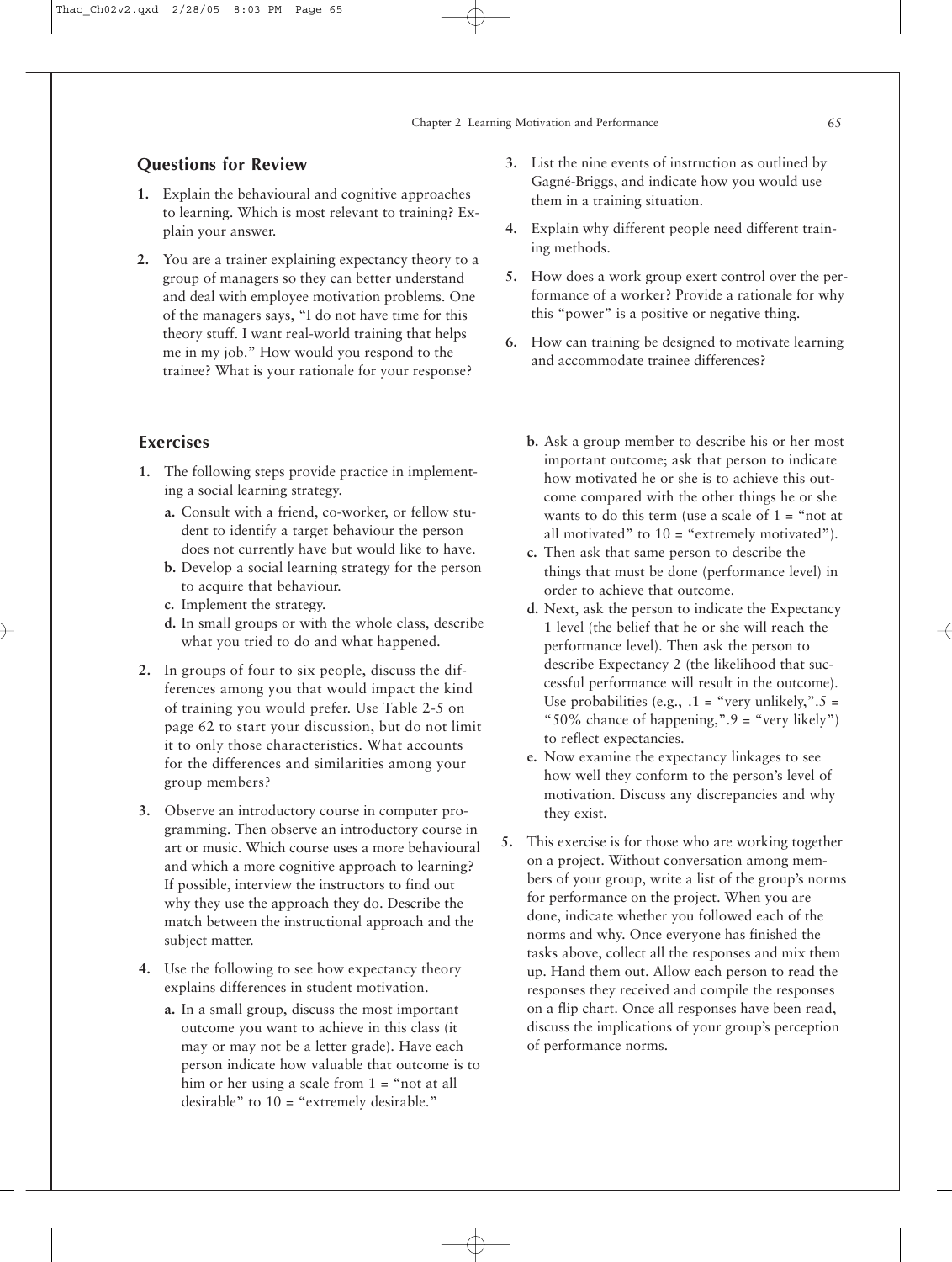## Questions for Review

1. Explain the behavioural and cognitive approaches to learning. Which is most relevant to training? Explain your answer.
2. You are a trainer explaining expectancy theory to a group of managers so they can better understand and deal with employee motivation problems. One of the managers says, "I do not have time for this theory stuff. I want real-world training that helps me in my job." How would you respond to the trainee? What is your rationale for your response?
3. List the nine events of instruction as outlined by Gagné-Briggs, and indicate how you would use them in a training situation.
4. Explain why different people need different training methods.
5. How does a work group exert control over the performance of a worker? Provide a rationale for why this "power" is a positive or negative thing.
6. How can training be designed to motivate learning and accommodate trainee differences?

## Exercises

1. The following steps provide practice in implementing a social learning strategy.
   a. Consult with a friend, co-worker, or fellow student to identify a target behaviour the person does not currently have but would like to have.
   b. Develop a social learning strategy for the person to acquire that behaviour.
   c. Implement the strategy.
   d. In small groups or with the whole class, describe what you tried to do and what happened.
2. In groups of four to six people, discuss the differences among you that would impact the kind of training you would prefer. Use Table 2-5 on page 62 to start your discussion, but do not limit it to only those characteristics. What accounts for the differences and similarities among your group members?
3. Observe an introductory course in computer programming. Then observe an introductory course in art or music. Which course uses a more behavioural and which a more cognitive approach to learning? If possible, interview the instructors to find out why they use the approach they do. Describe the match between the instructional approach and the subject matter.
4. Use the following to see how expectancy theory explains differences in student motivation.
   a. In a small group, discuss the most important outcome you want to achieve in this class (it may or may not be a letter grade). Have each person indicate how valuable that outcome is to him or her using a scale from 1 = "not at all desirable" to 10 = "extremely desirable."
   b. Ask a group member to describe his or her most important outcome; ask that person to indicate how motivated he or she is to achieve this outcome compared with the other things he or she wants to do this term (use a scale of 1 = "not at all motivated" to 10 = "extremely motivated").
   c. Then ask that same person to describe the things that must be done (performance level) in order to achieve that outcome.
   d. Next, ask the person to indicate the Expectancy 1 level (the belief that he or she will reach the performance level). Then ask the person to describe Expectancy 2 (the likelihood that successful performance will result in the outcome). Use probabilities (e.g., .1 = "very unlikely," .5 = "50% chance of happening," .9 = "very likely") to reflect expectancies.
   e. Now examine the expectancy linkages to see how well they conform to the person's level of motivation. Discuss any discrepancies and why they exist.
5. This exercise is for those who are working together on a project. Without conversation among members of your group, write a list of the group's norms for performance on the project. When you are done, indicate whether you followed each of the norms and why. Once everyone has finished the tasks above, collect all the responses and mix them up. Hand them out. Allow each person to read the responses they received and compile the responses on a flip chart. Once all responses have been read, discuss the implications of your group's perception of performance norms.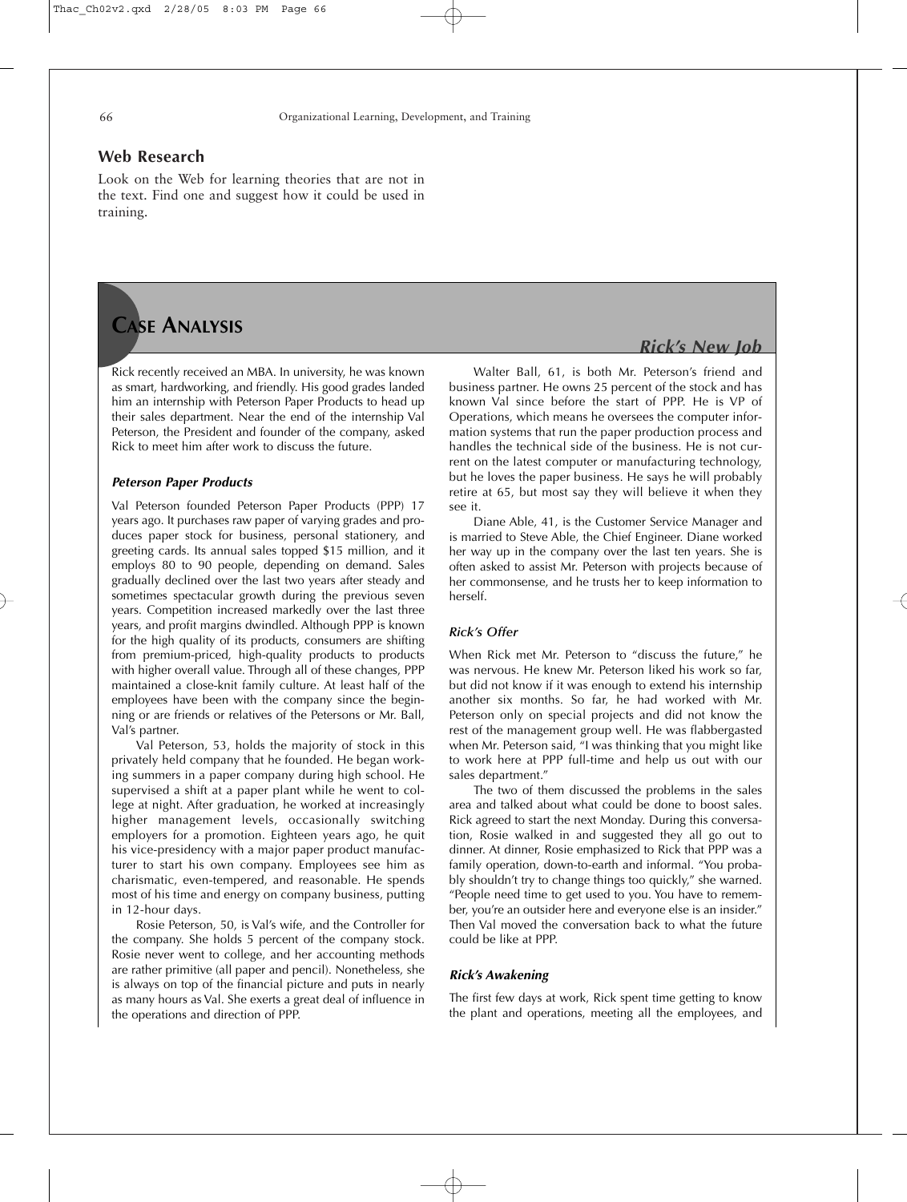## Web Research

Look on the Web for learning theories that are not in the text. Find one and suggest how it could be used in training.

## CASE ANALYSIS

### *Rick's New Job*

Rick recently received an MBA. In university, he was known as smart, hardworking, and friendly. His good grades landed him an internship with Peterson Paper Products to head up their sales department. Near the end of the internship Val Peterson, the President and founder of the company, asked Rick to meet him after work to discuss the future.

#### *Peterson Paper Products*

Val Peterson founded Peterson Paper Products (PPP) 17 years ago. It purchases raw paper of varying grades and produces paper stock for business, personal stationery, and greeting cards. Its annual sales topped $15 million, and it employs 80 to 90 people, depending on demand. Sales gradually declined over the last two years after steady and sometimes spectacular growth during the previous seven years. Competition increased markedly over the last three years, and profit margins dwindled. Although PPP is known for the high quality of its products, consumers are shifting from premium-priced, high-quality products to products with higher overall value. Through all of these changes, PPP maintained a close-knit family culture. At least half of the employees have been with the company since the beginning or are friends or relatives of the Petersons or Mr. Ball, Val's partner.

Val Peterson, 53, holds the majority of stock in this privately held company that he founded. He began working summers in a paper company during high school. He supervised a shift at a paper plant while he went to college at night. After graduation, he worked at increasingly higher management levels, occasionally switching employers for a promotion. Eighteen years ago, he quit his vice-presidency with a major paper product manufacturer to start his own company. Employees see him as charismatic, even-tempered, and reasonable. He spends most of his time and energy on company business, putting in 12-hour days.

Rosie Peterson, 50, is Val's wife, and the Controller for the company. She holds 5 percent of the company stock. Rosie never went to college, and her accounting methods are rather primitive (all paper and pencil). Nonetheless, she is always on top of the financial picture and puts in nearly as many hours as Val. She exerts a great deal of influence in the operations and direction of PPP.

Walter Ball, 61, is both Mr. Peterson's friend and business partner. He owns 25 percent of the stock and has known Val since before the start of PPP. He is VP of Operations, which means he oversees the computer information systems that run the paper production process and handles the technical side of the business. He is not current on the latest computer or manufacturing technology, but he loves the paper business. He says he will probably retire at 65, but most say they will believe it when they see it.

Diane Able, 41, is the Customer Service Manager and is married to Steve Able, the Chief Engineer. Diane worked her way up in the company over the last ten years. She is often asked to assist Mr. Peterson with projects because of her commonsense, and he trusts her to keep information to herself.

#### *Rick's Offer*

When Rick met Mr. Peterson to "discuss the future," he was nervous. He knew Mr. Peterson liked his work so far, but did not know if it was enough to extend his internship another six months. So far, he had worked with Mr. Peterson only on special projects and did not know the rest of the management group well. He was flabbergasted when Mr. Peterson said, "I was thinking that you might like to work here at PPP full-time and help us out with our sales department."

The two of them discussed the problems in the sales area and talked about what could be done to boost sales. Rick agreed to start the next Monday. During this conversation, Rosie walked in and suggested they all go out to dinner. At dinner, Rosie emphasized to Rick that PPP was a family operation, down-to-earth and informal. "You probably shouldn't try to change things too quickly," she warned. "People need time to get used to you. You have to remember, you're an outsider here and everyone else is an insider." Then Val moved the conversation back to what the future could be like at PPP.

#### *Rick's Awakening*

The first few days at work, Rick spent time getting to know the plant and operations, meeting all the employees, and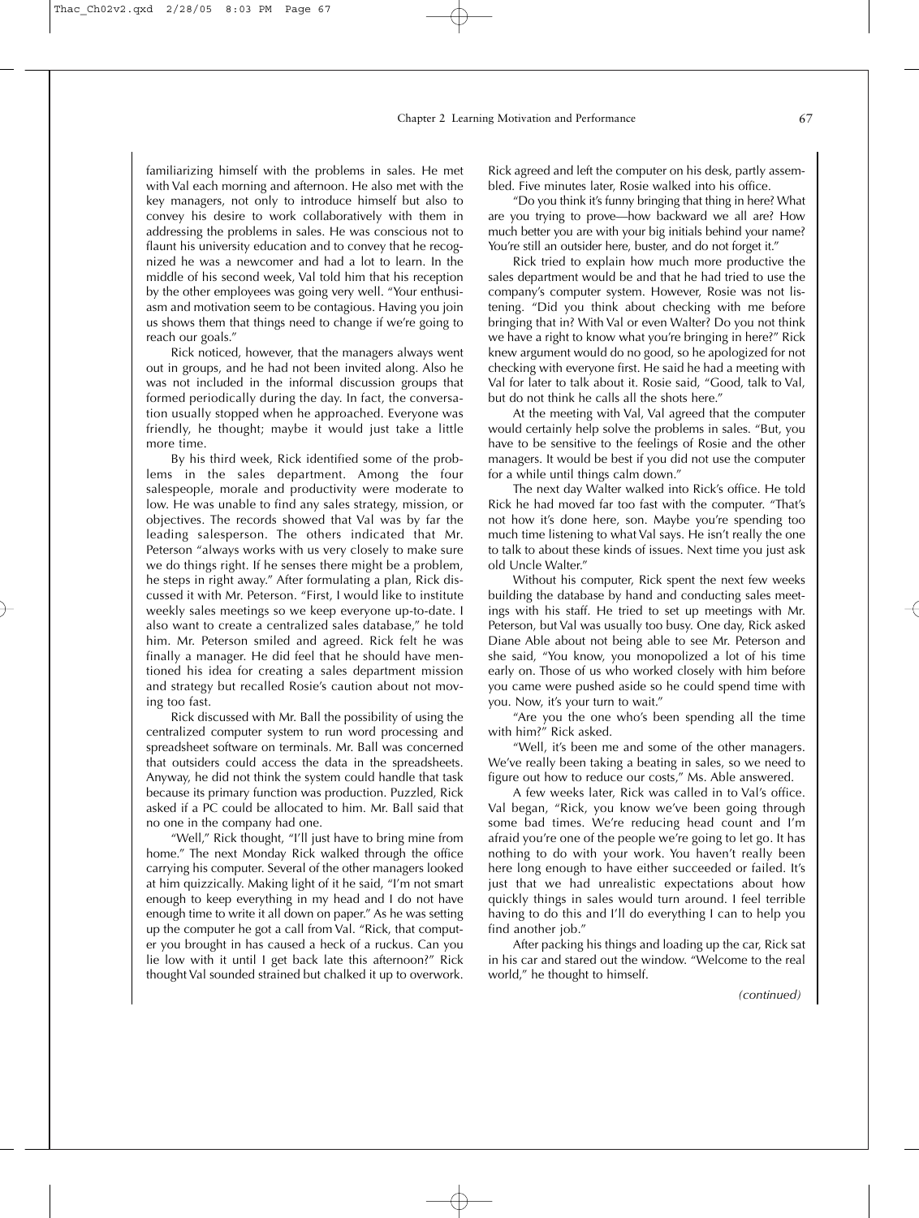familiarizing himself with the problems in sales. He met with Val each morning and afternoon. He also met with the key managers, not only to introduce himself but also to convey his desire to work collaboratively with them in addressing the problems in sales. He was conscious not to flaunt his university education and to convey that he recognized he was a newcomer and had a lot to learn. In the middle of his second week, Val told him that his reception by the other employees was going very well. "Your enthusiasm and motivation seem to be contagious. Having you join us shows them that things need to change if we're going to reach our goals."

Rick noticed, however, that the managers always went out in groups, and he had not been invited along. Also he was not included in the informal discussion groups that formed periodically during the day. In fact, the conversation usually stopped when he approached. Everyone was friendly, he thought; maybe it would just take a little more time.

By his third week, Rick identified some of the problems in the sales department. Among the four salespeople, morale and productivity were moderate to low. He was unable to find any sales strategy, mission, or objectives. The records showed that Val was by far the leading salesperson. The others indicated that Mr. Peterson "always works with us very closely to make sure we do things right. If he senses there might be a problem, he steps in right away." After formulating a plan, Rick discussed it with Mr. Peterson. "First, I would like to institute weekly sales meetings so we keep everyone up-to-date. I also want to create a centralized sales database," he told him. Mr. Peterson smiled and agreed. Rick felt he was finally a manager. He did feel that he should have mentioned his idea for creating a sales department mission and strategy but recalled Rosie's caution about not moving too fast.

Rick discussed with Mr. Ball the possibility of using the centralized computer system to run word processing and spreadsheet software on terminals. Mr. Ball was concerned that outsiders could access the data in the spreadsheets. Anyway, he did not think the system could handle that task because its primary function was production. Puzzled, Rick asked if a PC could be allocated to him. Mr. Ball said that no one in the company had one.

"Well," Rick thought, "I'll just have to bring mine from home." The next Monday Rick walked through the office carrying his computer. Several of the other managers looked at him quizzically. Making light of it he said, "I'm not smart enough to keep everything in my head and I do not have enough time to write it all down on paper." As he was setting up the computer he got a call from Val. "Rick, that computer you brought in has caused a heck of a ruckus. Can you lie low with it until I get back late this afternoon?" Rick thought Val sounded strained but chalked it up to overwork. Rick agreed and left the computer on his desk, partly assembled. Five minutes later, Rosie walked into his office.

"Do you think it's funny bringing that thing in here? What are you trying to prove—how backward we all are? How much better you are with your big initials behind your name? You're still an outsider here, buster, and do not forget it."

Rick tried to explain how much more productive the sales department would be and that he had tried to use the company's computer system. However, Rosie was not listening. "Did you think about checking with me before bringing that in? With Val or even Walter? Do you not think we have a right to know what you're bringing in here?" Rick knew argument would do no good, so he apologized for not checking with everyone first. He said he had a meeting with Val for later to talk about it. Rosie said, "Good, talk to Val, but do not think he calls all the shots here."

At the meeting with Val, Val agreed that the computer would certainly help solve the problems in sales. "But, you have to be sensitive to the feelings of Rosie and the other managers. It would be best if you did not use the computer for a while until things calm down."

The next day Walter walked into Rick's office. He told Rick he had moved far too fast with the computer. "That's not how it's done here, son. Maybe you're spending too much time listening to what Val says. He isn't really the one to talk to about these kinds of issues. Next time you just ask old Uncle Walter."

Without his computer, Rick spent the next few weeks building the database by hand and conducting sales meetings with his staff. He tried to set up meetings with Mr. Peterson, but Val was usually too busy. One day, Rick asked Diane Able about not being able to see Mr. Peterson and she said, "You know, you monopolized a lot of his time early on. Those of us who worked closely with him before you came were pushed aside so he could spend time with you. Now, it's your turn to wait."

"Are you the one who's been spending all the time with him?" Rick asked.

"Well, it's been me and some of the other managers. We've really been taking a beating in sales, so we need to figure out how to reduce our costs," Ms. Able answered.

A few weeks later, Rick was called in to Val's office. Val began, "Rick, you know we've been going through some bad times. We're reducing head count and I'm afraid you're one of the people we're going to let go. It has nothing to do with your work. You haven't really been here long enough to have either succeeded or failed. It's just that we had unrealistic expectations about how quickly things in sales would turn around. I feel terrible having to do this and I'll do everything I can to help you find another job."

After packing his things and loading up the car, Rick sat in his car and stared out the window. "Welcome to the real world," he thought to himself.

*(continued)*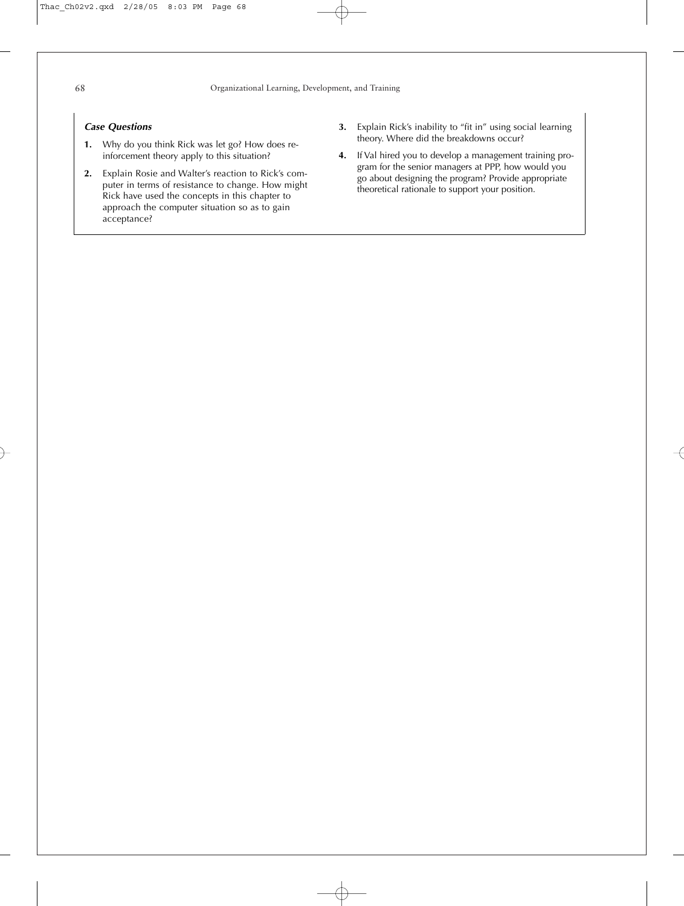### *Case Questions*

1. Why do you think Rick was let go? How does reinforcement theory apply to this situation?
2. Explain Rosie and Walter's reaction to Rick's computer in terms of resistance to change. How might Rick have used the concepts in this chapter to approach the computer situation so as to gain acceptance?
3. Explain Rick's inability to "fit in" using social learning theory. Where did the breakdowns occur?
4. If Val hired you to develop a management training program for the senior managers at PPP, how would you go about designing the program? Provide appropriate theoretical rationale to support your position.